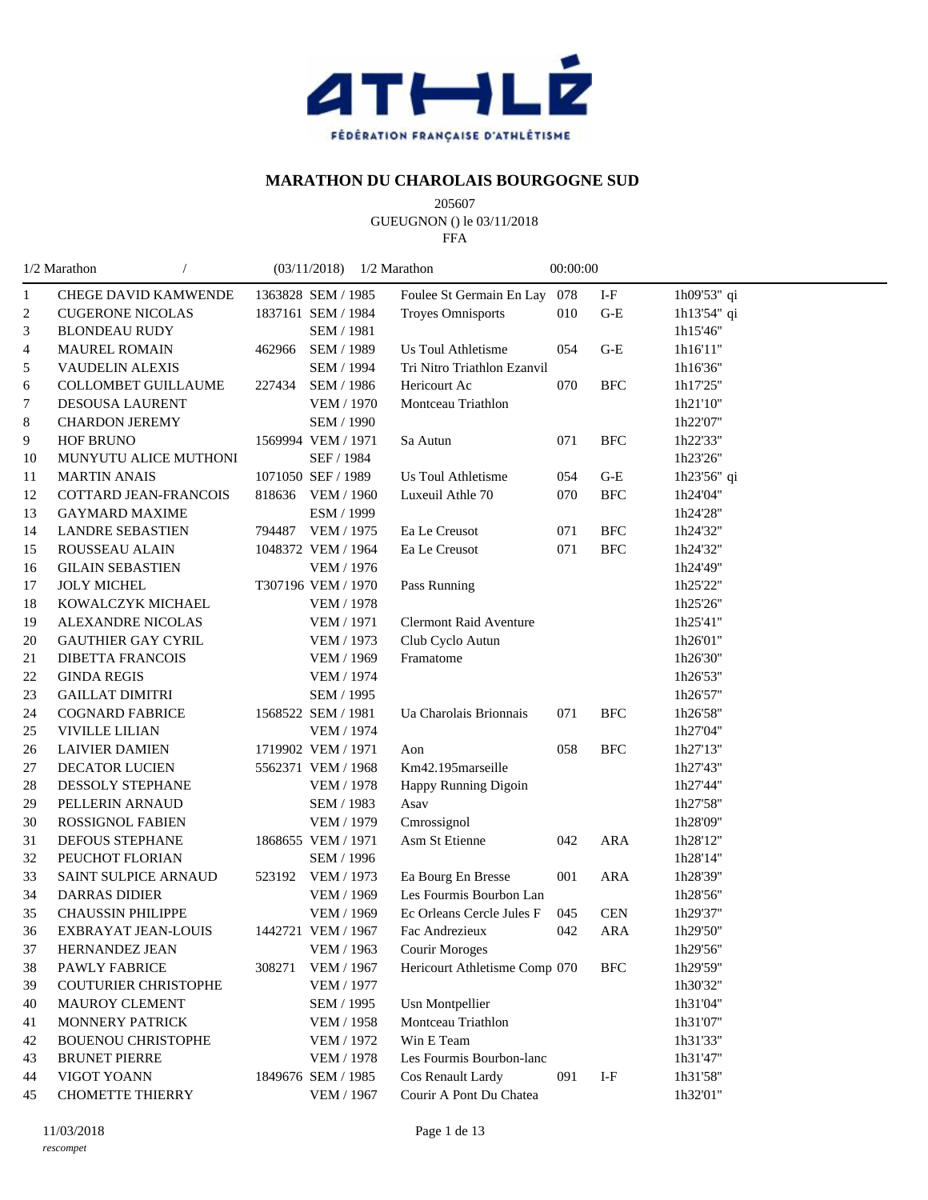ATHLÉ

FÉDÉRATION FRANÇAISE D'ATHLÉTISME

## MARATHON DU CHAROLAIS BOURGOGNE SUD

205607

GUEUGNON () le 03/11/2018

FFA

1/2 Marathon / (03/11/2018) 1/2 Marathon 00:00:00

| Clt | Nom | Licence | Cat / Année | Club | Dép | Ligue | Temps |
|---|---|---|---|---|---|---|---|
| 1 | CHEGE DAVID KAMWENDE | 1363828 | SEM / 1985 | Foulee St Germain En Lay | 078 | I-F | 1h09'53" qi |
| 2 | CUGERONE NICOLAS | 1837161 | SEM / 1984 | Troyes Omnisports | 010 | G-E | 1h13'54" qi |
| 3 | BLONDEAU RUDY | | SEM / 1981 | | | | 1h15'46" |
| 4 | MAUREL ROMAIN | 462966 | SEM / 1989 | Us Toul Athletisme | 054 | G-E | 1h16'11" |
| 5 | VAUDELIN ALEXIS | | SEM / 1994 | Tri Nitro Triathlon Ezanvil | | | 1h16'36" |
| 6 | COLLOMBET GUILLAUME | 227434 | SEM / 1986 | Hericourt Ac | 070 | BFC | 1h17'25" |
| 7 | DESOUSA LAURENT | | VEM / 1970 | Montceau Triathlon | | | 1h21'10" |
| 8 | CHARDON JEREMY | | SEM / 1990 | | | | 1h22'07" |
| 9 | HOF BRUNO | 1569994 | VEM / 1971 | Sa Autun | 071 | BFC | 1h22'33" |
| 10 | MUNYUTU ALICE MUTHONI | | SEF / 1984 | | | | 1h23'26" |
| 11 | MARTIN ANAIS | 1071050 | SEF / 1989 | Us Toul Athletisme | 054 | G-E | 1h23'56" qi |
| 12 | COTTARD JEAN-FRANCOIS | 818636 | VEM / 1960 | Luxeuil Athle 70 | 070 | BFC | 1h24'04" |
| 13 | GAYMARD MAXIME | | ESM / 1999 | | | | 1h24'28" |
| 14 | LANDRE SEBASTIEN | 794487 | VEM / 1975 | Ea Le Creusot | 071 | BFC | 1h24'32" |
| 15 | ROUSSEAU ALAIN | 1048372 | VEM / 1964 | Ea Le Creusot | 071 | BFC | 1h24'32" |
| 16 | GILAIN SEBASTIEN | | VEM / 1976 | | | | 1h24'49" |
| 17 | JOLY MICHEL | T307196 | VEM / 1970 | Pass Running | | | 1h25'22" |
| 18 | KOWALCZYK MICHAEL | | VEM / 1978 | | | | 1h25'26" |
| 19 | ALEXANDRE NICOLAS | | VEM / 1971 | Clermont Raid Aventure | | | 1h25'41" |
| 20 | GAUTHIER GAY CYRIL | | VEM / 1973 | Club Cyclo Autun | | | 1h26'01" |
| 21 | DIBETTA FRANCOIS | | VEM / 1969 | Framatome | | | 1h26'30" |
| 22 | GINDA REGIS | | VEM / 1974 | | | | 1h26'53" |
| 23 | GAILLAT DIMITRI | | SEM / 1995 | | | | 1h26'57" |
| 24 | COGNARD FABRICE | 1568522 | SEM / 1981 | Ua Charolais Brionnais | 071 | BFC | 1h26'58" |
| 25 | VIVILLE LILIAN | | VEM / 1974 | | | | 1h27'04" |
| 26 | LAIVIER DAMIEN | 1719902 | VEM / 1971 | Aon | 058 | BFC | 1h27'13" |
| 27 | DECATOR LUCIEN | 5562371 | VEM / 1968 | Km42.195marseille | | | 1h27'43" |
| 28 | DESSOLY STEPHANE | | VEM / 1978 | Happy Running Digoin | | | 1h27'44" |
| 29 | PELLERIN ARNAUD | | SEM / 1983 | Asav | | | 1h27'58" |
| 30 | ROSSIGNOL FABIEN | | VEM / 1979 | Cmrossignol | | | 1h28'09" |
| 31 | DEFOUS STEPHANE | 1868655 | VEM / 1971 | Asm St Etienne | 042 | ARA | 1h28'12" |
| 32 | PEUCHOT FLORIAN | | SEM / 1996 | | | | 1h28'14" |
| 33 | SAINT SULPICE ARNAUD | 523192 | VEM / 1973 | Ea Bourg En Bresse | 001 | ARA | 1h28'39" |
| 34 | DARRAS DIDIER | | VEM / 1969 | Les Fourmis Bourbon Lan | | | 1h28'56" |
| 35 | CHAUSSIN PHILIPPE | | VEM / 1969 | Ec Orleans Cercle Jules F | 045 | CEN | 1h29'37" |
| 36 | EXBRAYAT JEAN-LOUIS | 1442721 | VEM / 1967 | Fac Andrezieux | 042 | ARA | 1h29'50" |
| 37 | HERNANDEZ JEAN | | VEM / 1963 | Courir Moroges | | | 1h29'56" |
| 38 | PAWLY FABRICE | 308271 | VEM / 1967 | Hericourt Athletisme Comp | 070 | BFC | 1h29'59" |
| 39 | COUTURIER CHRISTOPHE | | VEM / 1977 | | | | 1h30'32" |
| 40 | MAUROY CLEMENT | | SEM / 1995 | Usn Montpellier | | | 1h31'04" |
| 41 | MONNERY PATRICK | | VEM / 1958 | Montceau Triathlon | | | 1h31'07" |
| 42 | BOUENOU CHRISTOPHE | | VEM / 1972 | Win E Team | | | 1h31'33" |
| 43 | BRUNET PIERRE | | VEM / 1978 | Les Fourmis Bourbon-lanc | | | 1h31'47" |
| 44 | VIGOT YOANN | 1849676 | SEM / 1985 | Cos Renault Lardy | 091 | I-F | 1h31'58" |
| 45 | CHOMETTE THIERRY | | VEM / 1967 | Courir A Pont Du Chatea | | | 1h32'01" |

11/03/2018

*rescompet*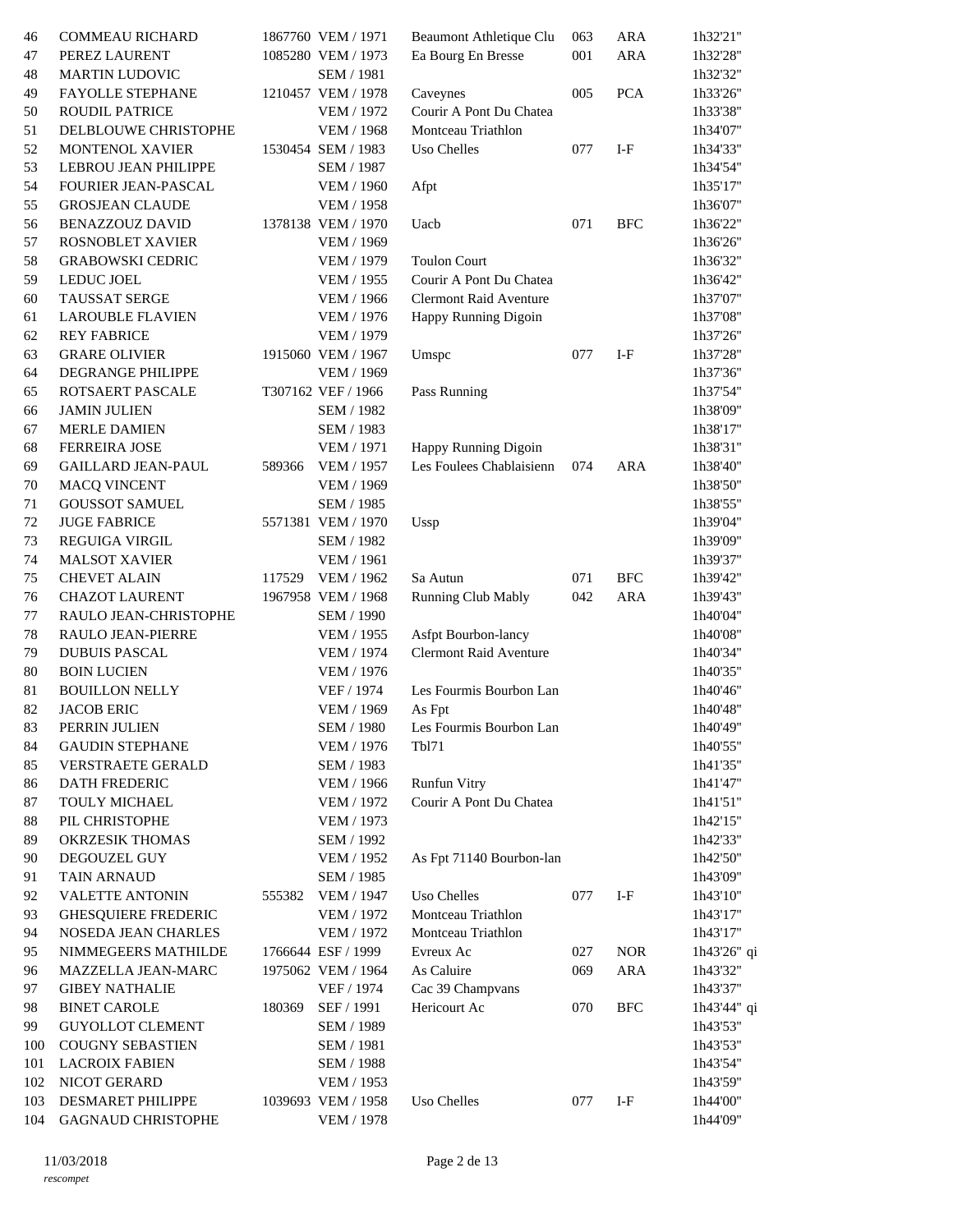| | | | | | | | |
|---|---|---|---|---|---|---|---|
| 46 | COMMEAU RICHARD | 1867760 | VEM / 1971 | Beaumont Athletique Clu | 063 | ARA | 1h32'21" |
| 47 | PEREZ LAURENT | 1085280 | VEM / 1973 | Ea Bourg En Bresse | 001 | ARA | 1h32'28" |
| 48 | MARTIN LUDOVIC | | SEM / 1981 | | | | 1h32'32" |
| 49 | FAYOLLE STEPHANE | 1210457 | VEM / 1978 | Caveynes | 005 | PCA | 1h33'26" |
| 50 | ROUDIL PATRICE | | VEM / 1972 | Courir A Pont Du Chatea | | | 1h33'38" |
| 51 | DELBLOUWE CHRISTOPHE | | VEM / 1968 | Montceau Triathlon | | | 1h34'07" |
| 52 | MONTENOL XAVIER | 1530454 | SEM / 1983 | Uso Chelles | 077 | I-F | 1h34'33" |
| 53 | LEBROU JEAN PHILIPPE | | SEM / 1987 | | | | 1h34'54" |
| 54 | FOURIER JEAN-PASCAL | | VEM / 1960 | Afpt | | | 1h35'17" |
| 55 | GROSJEAN CLAUDE | | VEM / 1958 | | | | 1h36'07" |
| 56 | BENAZZOUZ DAVID | 1378138 | VEM / 1970 | Uacb | 071 | BFC | 1h36'22" |
| 57 | ROSNOBLET XAVIER | | VEM / 1969 | | | | 1h36'26" |
| 58 | GRABOWSKI CEDRIC | | VEM / 1979 | Toulon Court | | | 1h36'32" |
| 59 | LEDUC JOEL | | VEM / 1955 | Courir A Pont Du Chatea | | | 1h36'42" |
| 60 | TAUSSAT SERGE | | VEM / 1966 | Clermont Raid Aventure | | | 1h37'07" |
| 61 | LAROUBLE FLAVIEN | | VEM / 1976 | Happy Running Digoin | | | 1h37'08" |
| 62 | REY FABRICE | | VEM / 1979 | | | | 1h37'26" |
| 63 | GRARE OLIVIER | 1915060 | VEM / 1967 | Umspc | 077 | I-F | 1h37'28" |
| 64 | DEGRANGE PHILIPPE | | VEM / 1969 | | | | 1h37'36" |
| 65 | ROTSAERT PASCALE | T307162 | VEF / 1966 | Pass Running | | | 1h37'54" |
| 66 | JAMIN JULIEN | | SEM / 1982 | | | | 1h38'09" |
| 67 | MERLE DAMIEN | | SEM / 1983 | | | | 1h38'17" |
| 68 | FERREIRA JOSE | | VEM / 1971 | Happy Running Digoin | | | 1h38'31" |
| 69 | GAILLARD JEAN-PAUL | 589366 | VEM / 1957 | Les Foulees Chablaisienn | 074 | ARA | 1h38'40" |
| 70 | MACQ VINCENT | | VEM / 1969 | | | | 1h38'50" |
| 71 | GOUSSOT SAMUEL | | SEM / 1985 | | | | 1h38'55" |
| 72 | JUGE FABRICE | 5571381 | VEM / 1970 | Ussp | | | 1h39'04" |
| 73 | REGUIGA VIRGIL | | SEM / 1982 | | | | 1h39'09" |
| 74 | MALSOT XAVIER | | VEM / 1961 | | | | 1h39'37" |
| 75 | CHEVET ALAIN | 117529 | VEM / 1962 | Sa Autun | 071 | BFC | 1h39'42" |
| 76 | CHAZOT LAURENT | 1967958 | VEM / 1968 | Running Club Mably | 042 | ARA | 1h39'43" |
| 77 | RAULO JEAN-CHRISTOPHE | | SEM / 1990 | | | | 1h40'04" |
| 78 | RAULO JEAN-PIERRE | | VEM / 1955 | Asfpt Bourbon-lancy | | | 1h40'08" |
| 79 | DUBUIS PASCAL | | VEM / 1974 | Clermont Raid Aventure | | | 1h40'34" |
| 80 | BOIN LUCIEN | | VEM / 1976 | | | | 1h40'35" |
| 81 | BOUILLON NELLY | | VEF / 1974 | Les Fourmis Bourbon Lan | | | 1h40'46" |
| 82 | JACOB ERIC | | VEM / 1969 | As Fpt | | | 1h40'48" |
| 83 | PERRIN JULIEN | | SEM / 1980 | Les Fourmis Bourbon Lan | | | 1h40'49" |
| 84 | GAUDIN STEPHANE | | VEM / 1976 | Tbl71 | | | 1h40'55" |
| 85 | VERSTRAETE GERALD | | SEM / 1983 | | | | 1h41'35" |
| 86 | DATH FREDERIC | | VEM / 1966 | Runfun Vitry | | | 1h41'47" |
| 87 | TOULY MICHAEL | | VEM / 1972 | Courir A Pont Du Chatea | | | 1h41'51" |
| 88 | PIL CHRISTOPHE | | VEM / 1973 | | | | 1h42'15" |
| 89 | OKRZESIK THOMAS | | SEM / 1992 | | | | 1h42'33" |
| 90 | DEGOUZEL GUY | | VEM / 1952 | As Fpt 71140 Bourbon-lan | | | 1h42'50" |
| 91 | TAIN ARNAUD | | SEM / 1985 | | | | 1h43'09" |
| 92 | VALETTE ANTONIN | 555382 | VEM / 1947 | Uso Chelles | 077 | I-F | 1h43'10" |
| 93 | GHESQUIERE FREDERIC | | VEM / 1972 | Montceau Triathlon | | | 1h43'17" |
| 94 | NOSEDA JEAN CHARLES | | VEM / 1972 | Montceau Triathlon | | | 1h43'17" |
| 95 | NIMMEGEERS MATHILDE | 1766644 | ESF / 1999 | Evreux Ac | 027 | NOR | 1h43'26" qi |
| 96 | MAZZELLA JEAN-MARC | 1975062 | VEM / 1964 | As Caluire | 069 | ARA | 1h43'32" |
| 97 | GIBEY NATHALIE | | VEF / 1974 | Cac 39 Champvans | | | 1h43'37" |
| 98 | BINET CAROLE | 180369 | SEF / 1991 | Hericourt Ac | 070 | BFC | 1h43'44" qi |
| 99 | GUYOLLOT CLEMENT | | SEM / 1989 | | | | 1h43'53" |
| 100 | COUGNY SEBASTIEN | | SEM / 1981 | | | | 1h43'53" |
| 101 | LACROIX FABIEN | | SEM / 1988 | | | | 1h43'54" |
| 102 | NICOT GERARD | | VEM / 1953 | | | | 1h43'59" |
| 103 | DESMARET PHILIPPE | 1039693 | VEM / 1958 | Uso Chelles | 077 | I-F | 1h44'00" |
| 104 | GAGNAUD CHRISTOPHE | | VEM / 1978 | | | | 1h44'09" |

11/03/2018

*rescompet*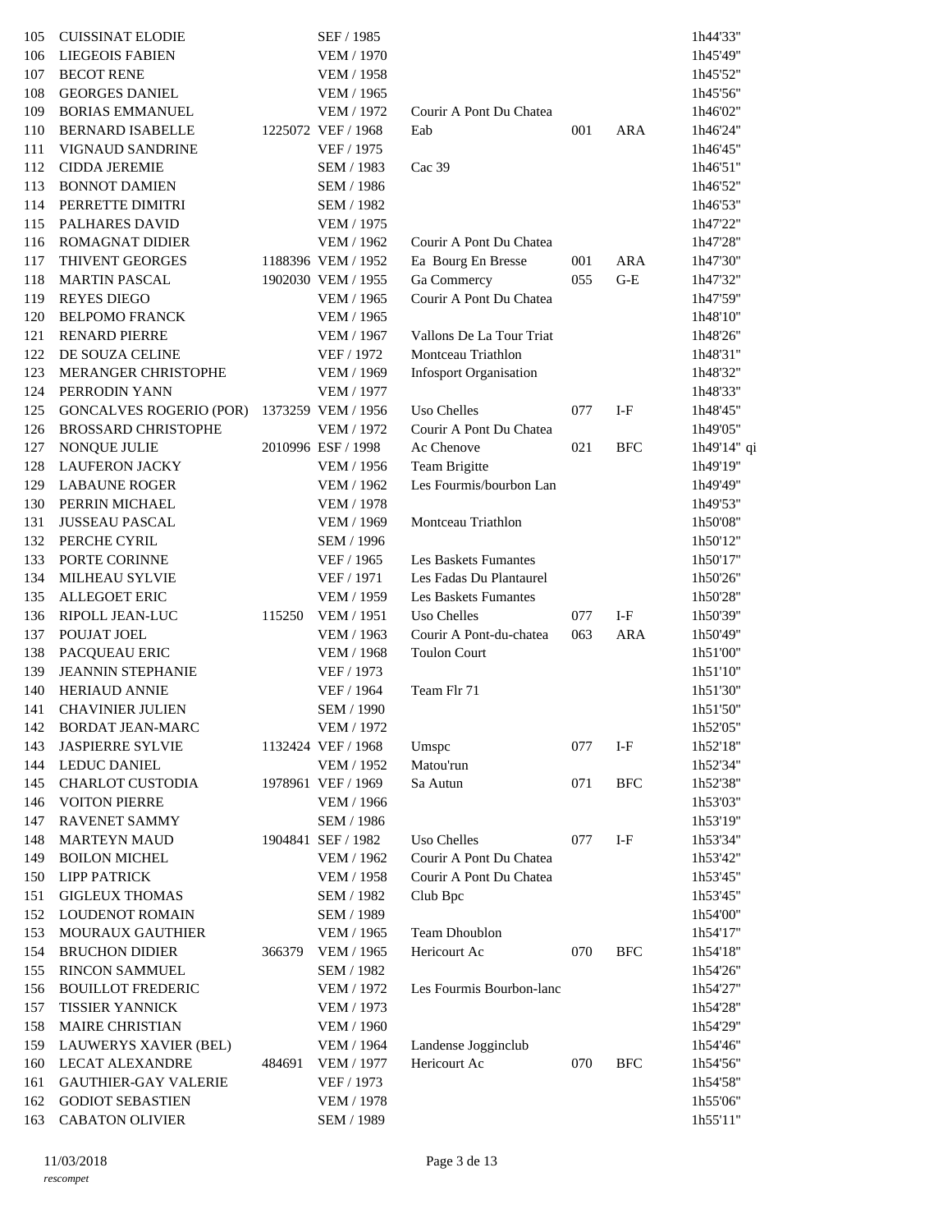| | | | | | | | |
|---|---|---|---|---|---|---|---|
| 105 | CUISSINAT ELODIE | | SEF / 1985 | | | | 1h44'33" |
| 106 | LIEGEOIS FABIEN | | VEM / 1970 | | | | 1h45'49" |
| 107 | BECOT RENE | | VEM / 1958 | | | | 1h45'52" |
| 108 | GEORGES DANIEL | | VEM / 1965 | | | | 1h45'56" |
| 109 | BORIAS EMMANUEL | | VEM / 1972 | Courir A Pont Du Chatea | | | 1h46'02" |
| 110 | BERNARD ISABELLE | 1225072 | VEF / 1968 | Eab | 001 | ARA | 1h46'24" |
| 111 | VIGNAUD SANDRINE | | VEF / 1975 | | | | 1h46'45" |
| 112 | CIDDA JEREMIE | | SEM / 1983 | Cac 39 | | | 1h46'51" |
| 113 | BONNOT DAMIEN | | SEM / 1986 | | | | 1h46'52" |
| 114 | PERRETTE DIMITRI | | SEM / 1982 | | | | 1h46'53" |
| 115 | PALHARES DAVID | | VEM / 1975 | | | | 1h47'22" |
| 116 | ROMAGNAT DIDIER | | VEM / 1962 | Courir A Pont Du Chatea | | | 1h47'28" |
| 117 | THIVENT GEORGES | 1188396 | VEM / 1952 | Ea Bourg En Bresse | 001 | ARA | 1h47'30" |
| 118 | MARTIN PASCAL | 1902030 | VEM / 1955 | Ga Commercy | 055 | G-E | 1h47'32" |
| 119 | REYES DIEGO | | VEM / 1965 | Courir A Pont Du Chatea | | | 1h47'59" |
| 120 | BELPOMO FRANCK | | VEM / 1965 | | | | 1h48'10" |
| 121 | RENARD PIERRE | | VEM / 1967 | Vallons De La Tour Triat | | | 1h48'26" |
| 122 | DE SOUZA CELINE | | VEF / 1972 | Montceau Triathlon | | | 1h48'31" |
| 123 | MERANGER CHRISTOPHE | | VEM / 1969 | Infosport Organisation | | | 1h48'32" |
| 124 | PERRODIN YANN | | VEM / 1977 | | | | 1h48'33" |
| 125 | GONCALVES ROGERIO (POR) | 1373259 | VEM / 1956 | Uso Chelles | 077 | I-F | 1h48'45" |
| 126 | BROSSARD CHRISTOPHE | | VEM / 1972 | Courir A Pont Du Chatea | | | 1h49'05" |
| 127 | NONQUE JULIE | 2010996 | ESF / 1998 | Ac Chenove | 021 | BFC | 1h49'14" qi |
| 128 | LAUFERON JACKY | | VEM / 1956 | Team Brigitte | | | 1h49'19" |
| 129 | LABAUNE ROGER | | VEM / 1962 | Les Fourmis/bourbon Lan | | | 1h49'49" |
| 130 | PERRIN MICHAEL | | VEM / 1978 | | | | 1h49'53" |
| 131 | JUSSEAU PASCAL | | VEM / 1969 | Montceau Triathlon | | | 1h50'08" |
| 132 | PERCHE CYRIL | | SEM / 1996 | | | | 1h50'12" |
| 133 | PORTE CORINNE | | VEF / 1965 | Les Baskets Fumantes | | | 1h50'17" |
| 134 | MILHEAU SYLVIE | | VEF / 1971 | Les Fadas Du Plantaurel | | | 1h50'26" |
| 135 | ALLEGOET ERIC | | VEM / 1959 | Les Baskets Fumantes | | | 1h50'28" |
| 136 | RIPOLL JEAN-LUC | 115250 | VEM / 1951 | Uso Chelles | 077 | I-F | 1h50'39" |
| 137 | POUJAT JOEL | | VEM / 1963 | Courir A Pont-du-chatea | 063 | ARA | 1h50'49" |
| 138 | PACQUEAU ERIC | | VEM / 1968 | Toulon Court | | | 1h51'00" |
| 139 | JEANNIN STEPHANIE | | VEF / 1973 | | | | 1h51'10" |
| 140 | HERIAUD ANNIE | | VEF / 1964 | Team Flr 71 | | | 1h51'30" |
| 141 | CHAVINIER JULIEN | | SEM / 1990 | | | | 1h51'50" |
| 142 | BORDAT JEAN-MARC | | VEM / 1972 | | | | 1h52'05" |
| 143 | JASPIERRE SYLVIE | 1132424 | VEF / 1968 | Umspc | 077 | I-F | 1h52'18" |
| 144 | LEDUC DANIEL | | VEM / 1952 | Matou'run | | | 1h52'34" |
| 145 | CHARLOT CUSTODIA | 1978961 | VEF / 1969 | Sa Autun | 071 | BFC | 1h52'38" |
| 146 | VOITON PIERRE | | VEM / 1966 | | | | 1h53'03" |
| 147 | RAVENET SAMMY | | SEM / 1986 | | | | 1h53'19" |
| 148 | MARTEYN MAUD | 1904841 | SEF / 1982 | Uso Chelles | 077 | I-F | 1h53'34" |
| 149 | BOILON MICHEL | | VEM / 1962 | Courir A Pont Du Chatea | | | 1h53'42" |
| 150 | LIPP PATRICK | | VEM / 1958 | Courir A Pont Du Chatea | | | 1h53'45" |
| 151 | GIGLEUX THOMAS | | SEM / 1982 | Club Bpc | | | 1h53'45" |
| 152 | LOUDENOT ROMAIN | | SEM / 1989 | | | | 1h54'00" |
| 153 | MOURAUX GAUTHIER | | VEM / 1965 | Team Dhoublon | | | 1h54'17" |
| 154 | BRUCHON DIDIER | 366379 | VEM / 1965 | Hericourt Ac | 070 | BFC | 1h54'18" |
| 155 | RINCON SAMMUEL | | SEM / 1982 | | | | 1h54'26" |
| 156 | BOUILLOT FREDERIC | | VEM / 1972 | Les Fourmis Bourbon-lanc | | | 1h54'27" |
| 157 | TISSIER YANNICK | | VEM / 1973 | | | | 1h54'28" |
| 158 | MAIRE CHRISTIAN | | VEM / 1960 | | | | 1h54'29" |
| 159 | LAUWERYS XAVIER (BEL) | | VEM / 1964 | Landense Jogginclub | | | 1h54'46" |
| 160 | LECAT ALEXANDRE | 484691 | VEM / 1977 | Hericourt Ac | 070 | BFC | 1h54'56" |
| 161 | GAUTHIER-GAY VALERIE | | VEF / 1973 | | | | 1h54'58" |
| 162 | GODIOT SEBASTIEN | | VEM / 1978 | | | | 1h55'06" |
| 163 | CABATON OLIVIER | | SEM / 1989 | | | | 1h55'11" |

11/03/2018

*rescompet*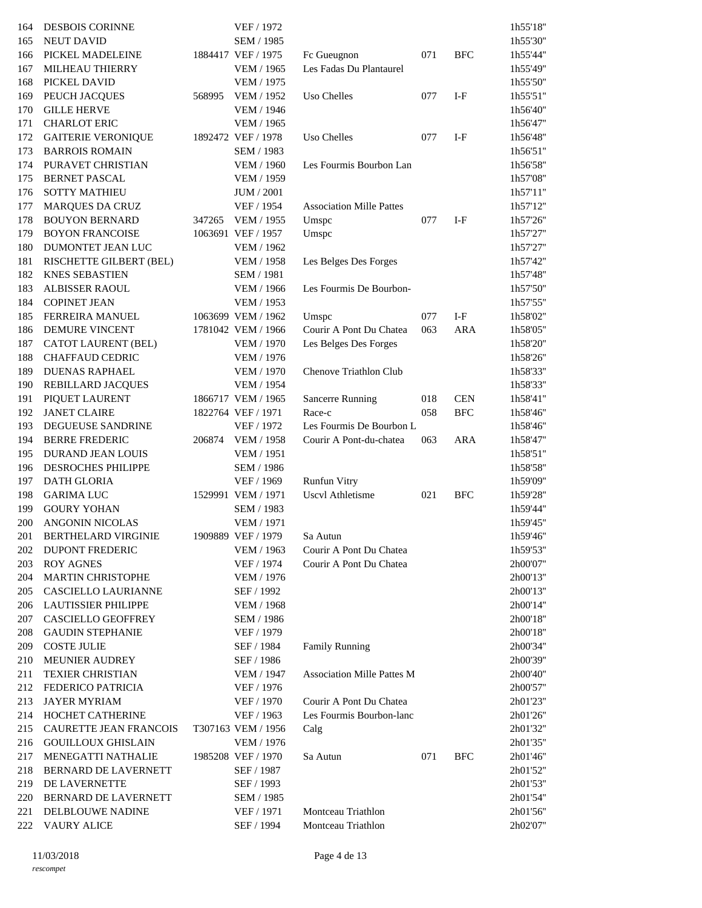| | | | | | | | |
|---|---|---|---|---|---|---|---|
| 164 | DESBOIS CORINNE | | VEF / 1972 | | | | 1h55'18'' |
| 165 | NEUT DAVID | | SEM / 1985 | | | | 1h55'30'' |
| 166 | PICKEL MADELEINE | 1884417 | VEF / 1975 | Fc Gueugnon | 071 | BFC | 1h55'44'' |
| 167 | MILHEAU THIERRY | | VEM / 1965 | Les Fadas Du Plantaurel | | | 1h55'49'' |
| 168 | PICKEL DAVID | | VEM / 1975 | | | | 1h55'50'' |
| 169 | PEUCH JACQUES | 568995 | VEM / 1952 | Uso Chelles | 077 | I-F | 1h55'51'' |
| 170 | GILLE HERVE | | VEM / 1946 | | | | 1h56'40'' |
| 171 | CHARLOT ERIC | | VEM / 1965 | | | | 1h56'47'' |
| 172 | GAITERIE VERONIQUE | 1892472 | VEF / 1978 | Uso Chelles | 077 | I-F | 1h56'48'' |
| 173 | BARROIS ROMAIN | | SEM / 1983 | | | | 1h56'51'' |
| 174 | PURAVET CHRISTIAN | | VEM / 1960 | Les Fourmis Bourbon Lan | | | 1h56'58'' |
| 175 | BERNET PASCAL | | VEM / 1959 | | | | 1h57'08'' |
| 176 | SOTTY MATHIEU | | JUM / 2001 | | | | 1h57'11'' |
| 177 | MARQUES DA CRUZ | | VEF / 1954 | Association Mille Pattes | | | 1h57'12'' |
| 178 | BOUYON BERNARD | 347265 | VEM / 1955 | Umspc | 077 | I-F | 1h57'26'' |
| 179 | BOYON FRANCOISE | 1063691 | VEF / 1957 | Umspc | | | 1h57'27'' |
| 180 | DUMONTET JEAN LUC | | VEM / 1962 | | | | 1h57'27'' |
| 181 | RISCHETTE GILBERT (BEL) | | VEM / 1958 | Les Belges Des Forges | | | 1h57'42'' |
| 182 | KNES SEBASTIEN | | SEM / 1981 | | | | 1h57'48'' |
| 183 | ALBISSER RAOUL | | VEM / 1966 | Les Fourmis De Bourbon- | | | 1h57'50'' |
| 184 | COPINET JEAN | | VEM / 1953 | | | | 1h57'55'' |
| 185 | FERREIRA MANUEL | 1063699 | VEM / 1962 | Umspc | 077 | I-F | 1h58'02'' |
| 186 | DEMURE VINCENT | 1781042 | VEM / 1966 | Courir A Pont Du Chatea | 063 | ARA | 1h58'05'' |
| 187 | CATOT LAURENT (BEL) | | VEM / 1970 | Les Belges Des Forges | | | 1h58'20'' |
| 188 | CHAFFAUD CEDRIC | | VEM / 1976 | | | | 1h58'26'' |
| 189 | DUENAS RAPHAEL | | VEM / 1970 | Chenove Triathlon Club | | | 1h58'33'' |
| 190 | REBILLARD JACQUES | | VEM / 1954 | | | | 1h58'33'' |
| 191 | PIQUET LAURENT | 1866717 | VEM / 1965 | Sancerre Running | 018 | CEN | 1h58'41'' |
| 192 | JANET CLAIRE | 1822764 | VEF / 1971 | Race-c | 058 | BFC | 1h58'46'' |
| 193 | DEGUEUSE SANDRINE | | VEF / 1972 | Les Fourmis De Bourbon L | | | 1h58'46'' |
| 194 | BERRE FREDERIC | 206874 | VEM / 1958 | Courir A Pont-du-chatea | 063 | ARA | 1h58'47'' |
| 195 | DURAND JEAN LOUIS | | VEM / 1951 | | | | 1h58'51'' |
| 196 | DESROCHES PHILIPPE | | SEM / 1986 | | | | 1h58'58'' |
| 197 | DATH GLORIA | | VEF / 1969 | Runfun Vitry | | | 1h59'09'' |
| 198 | GARIMA LUC | 1529991 | VEM / 1971 | Uscvl Athletisme | 021 | BFC | 1h59'28'' |
| 199 | GOURY YOHAN | | SEM / 1983 | | | | 1h59'44'' |
| 200 | ANGONIN NICOLAS | | VEM / 1971 | | | | 1h59'45'' |
| 201 | BERTHELARD VIRGINIE | 1909889 | VEF / 1979 | Sa Autun | | | 1h59'46'' |
| 202 | DUPONT FREDERIC | | VEM / 1963 | Courir A Pont Du Chatea | | | 1h59'53'' |
| 203 | ROY AGNES | | VEF / 1974 | Courir A Pont Du Chatea | | | 2h00'07'' |
| 204 | MARTIN CHRISTOPHE | | VEM / 1976 | | | | 2h00'13'' |
| 205 | CASCIELLO LAURIANNE | | SEF / 1992 | | | | 2h00'13'' |
| 206 | LAUTISSIER PHILIPPE | | VEM / 1968 | | | | 2h00'14'' |
| 207 | CASCIELLO GEOFFREY | | SEM / 1986 | | | | 2h00'18'' |
| 208 | GAUDIN STEPHANIE | | VEF / 1979 | | | | 2h00'18'' |
| 209 | COSTE JULIE | | SEF / 1984 | Family Running | | | 2h00'34'' |
| 210 | MEUNIER AUDREY | | SEF / 1986 | | | | 2h00'39'' |
| 211 | TEXIER CHRISTIAN | | VEM / 1947 | Association Mille Pattes M | | | 2h00'40'' |
| 212 | FEDERICO PATRICIA | | VEF / 1976 | | | | 2h00'57'' |
| 213 | JAYER MYRIAM | | VEF / 1970 | Courir A Pont Du Chatea | | | 2h01'23'' |
| 214 | HOCHET CATHERINE | | VEF / 1963 | Les Fourmis Bourbon-lanc | | | 2h01'26'' |
| 215 | CAURETTE JEAN FRANCOIS | T307163 | VEM / 1956 | Calg | | | 2h01'32'' |
| 216 | GOUILLOUX GHISLAIN | | VEM / 1976 | | | | 2h01'35'' |
| 217 | MENEGATTI NATHALIE | 1985208 | VEF / 1970 | Sa Autun | 071 | BFC | 2h01'46'' |
| 218 | BERNARD DE LAVERNETT | | SEF / 1987 | | | | 2h01'52'' |
| 219 | DE LAVERNETTE | | SEF / 1993 | | | | 2h01'53'' |
| 220 | BERNARD DE LAVERNETT | | SEM / 1985 | | | | 2h01'54'' |
| 221 | DELBLOUWE NADINE | | VEF / 1971 | Montceau Triathlon | | | 2h01'56'' |
| 222 | VAURY ALICE | | SEF / 1994 | Montceau Triathlon | | | 2h02'07'' |

11/03/2018

*rescompet*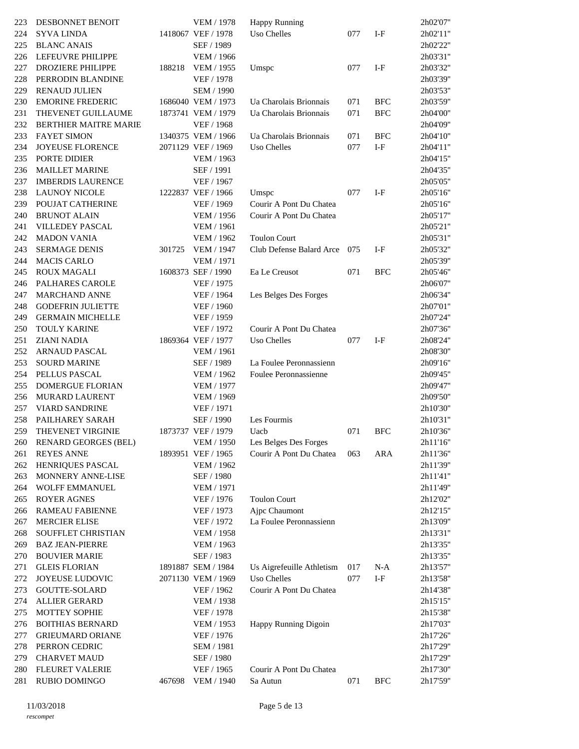| | | | | | | | |
|---|---|---|---|---|---|---|---|
| 223 | DESBONNET BENOIT | | VEM / 1978 | Happy Running | | | 2h02'07" |
| 224 | SYVA LINDA | 1418067 | VEF / 1978 | Uso Chelles | 077 | I-F | 2h02'11" |
| 225 | BLANC ANAIS | | SEF / 1989 | | | | 2h02'22" |
| 226 | LEFEUVRE PHILIPPE | | VEM / 1966 | | | | 2h03'31" |
| 227 | DROZIERE PHILIPPE | 188218 | VEM / 1955 | Umspc | 077 | I-F | 2h03'32" |
| 228 | PERRODIN BLANDINE | | VEF / 1978 | | | | 2h03'39" |
| 229 | RENAUD JULIEN | | SEM / 1990 | | | | 2h03'53" |
| 230 | EMORINE FREDERIC | 1686040 | VEM / 1973 | Ua Charolais Brionnais | 071 | BFC | 2h03'59" |
| 231 | THEVENET GUILLAUME | 1873741 | VEM / 1979 | Ua Charolais Brionnais | 071 | BFC | 2h04'00" |
| 232 | BERTHIER MAITRE MARIE | | VEF / 1968 | | | | 2h04'09" |
| 233 | FAYET SIMON | 1340375 | VEM / 1966 | Ua Charolais Brionnais | 071 | BFC | 2h04'10" |
| 234 | JOYEUSE FLORENCE | 2071129 | VEF / 1969 | Uso Chelles | 077 | I-F | 2h04'11" |
| 235 | PORTE DIDIER | | VEM / 1963 | | | | 2h04'15" |
| 236 | MAILLET MARINE | | SEF / 1991 | | | | 2h04'35" |
| 237 | IMBERDIS LAURENCE | | VEF / 1967 | | | | 2h05'05" |
| 238 | LAUNOY NICOLE | 1222837 | VEF / 1966 | Umspc | 077 | I-F | 2h05'16" |
| 239 | POUJAT CATHERINE | | VEF / 1969 | Courir A Pont Du Chatea | | | 2h05'16" |
| 240 | BRUNOT ALAIN | | VEM / 1956 | Courir A Pont Du Chatea | | | 2h05'17" |
| 241 | VILLEDEY PASCAL | | VEM / 1961 | | | | 2h05'21" |
| 242 | MADON VANIA | | VEM / 1962 | Toulon Court | | | 2h05'31" |
| 243 | SERMAGE DENIS | 301725 | VEM / 1947 | Club Defense Balard Arce | 075 | I-F | 2h05'32" |
| 244 | MACIS CARLO | | VEM / 1971 | | | | 2h05'39" |
| 245 | ROUX MAGALI | 1608373 | SEF / 1990 | Ea Le Creusot | 071 | BFC | 2h05'46" |
| 246 | PALHARES CAROLE | | VEF / 1975 | | | | 2h06'07" |
| 247 | MARCHAND ANNE | | VEF / 1964 | Les Belges Des Forges | | | 2h06'34" |
| 248 | GODEFRIN JULIETTE | | VEF / 1960 | | | | 2h07'01" |
| 249 | GERMAIN MICHELLE | | VEF / 1959 | | | | 2h07'24" |
| 250 | TOULY KARINE | | VEF / 1972 | Courir A Pont Du Chatea | | | 2h07'36" |
| 251 | ZIANI NADIA | 1869364 | VEF / 1977 | Uso Chelles | 077 | I-F | 2h08'24" |
| 252 | ARNAUD PASCAL | | VEM / 1961 | | | | 2h08'30" |
| 253 | SOURD MARINE | | SEF / 1989 | La Foulee Peronnassienn | | | 2h09'16" |
| 254 | PELLUS PASCAL | | VEM / 1962 | Foulee Peronnassienne | | | 2h09'45" |
| 255 | DOMERGUE FLORIAN | | VEM / 1977 | | | | 2h09'47" |
| 256 | MURARD LAURENT | | VEM / 1969 | | | | 2h09'50" |
| 257 | VIARD SANDRINE | | VEF / 1971 | | | | 2h10'30" |
| 258 | PAILHAREY SARAH | | SEF / 1990 | Les Fourmis | | | 2h10'31" |
| 259 | THEVENET VIRGINIE | 1873737 | VEF / 1979 | Uacb | 071 | BFC | 2h10'36" |
| 260 | RENARD GEORGES (BEL) | | VEM / 1950 | Les Belges Des Forges | | | 2h11'16" |
| 261 | REYES ANNE | 1893951 | VEF / 1965 | Courir A Pont Du Chatea | 063 | ARA | 2h11'36" |
| 262 | HENRIQUES PASCAL | | VEM / 1962 | | | | 2h11'39" |
| 263 | MONNERY ANNE-LISE | | SEF / 1980 | | | | 2h11'41" |
| 264 | WOLFF EMMANUEL | | VEM / 1971 | | | | 2h11'49" |
| 265 | ROYER AGNES | | VEF / 1976 | Toulon Court | | | 2h12'02" |
| 266 | RAMEAU FABIENNE | | VEF / 1973 | Ajpc Chaumont | | | 2h12'15" |
| 267 | MERCIER ELISE | | VEF / 1972 | La Foulee Peronnassienn | | | 2h13'09" |
| 268 | SOUFFLET CHRISTIAN | | VEM / 1958 | | | | 2h13'31" |
| 269 | BAZ JEAN-PIERRE | | VEM / 1963 | | | | 2h13'35" |
| 270 | BOUVIER MARIE | | SEF / 1983 | | | | 2h13'35" |
| 271 | GLEIS FLORIAN | 1891887 | SEM / 1984 | Us Aigrefeuille Athletism | 017 | N-A | 2h13'57" |
| 272 | JOYEUSE LUDOVIC | 2071130 | VEM / 1969 | Uso Chelles | 077 | I-F | 2h13'58" |
| 273 | GOUTTE-SOLARD | | VEF / 1962 | Courir A Pont Du Chatea | | | 2h14'38" |
| 274 | ALLIER GERARD | | VEM / 1938 | | | | 2h15'15" |
| 275 | MOTTEY SOPHIE | | VEF / 1978 | | | | 2h15'38" |
| 276 | BOITHIAS BERNARD | | VEM / 1953 | Happy Running Digoin | | | 2h17'03" |
| 277 | GRIEUMARD ORIANE | | VEF / 1976 | | | | 2h17'26" |
| 278 | PERRON CEDRIC | | SEM / 1981 | | | | 2h17'29" |
| 279 | CHARVET MAUD | | SEF / 1980 | | | | 2h17'29" |
| 280 | FLEURET VALERIE | | VEF / 1965 | Courir A Pont Du Chatea | | | 2h17'30" |
| 281 | RUBIO DOMINGO | 467698 | VEM / 1940 | Sa Autun | 071 | BFC | 2h17'59" |

11/03/2018

*rescompet*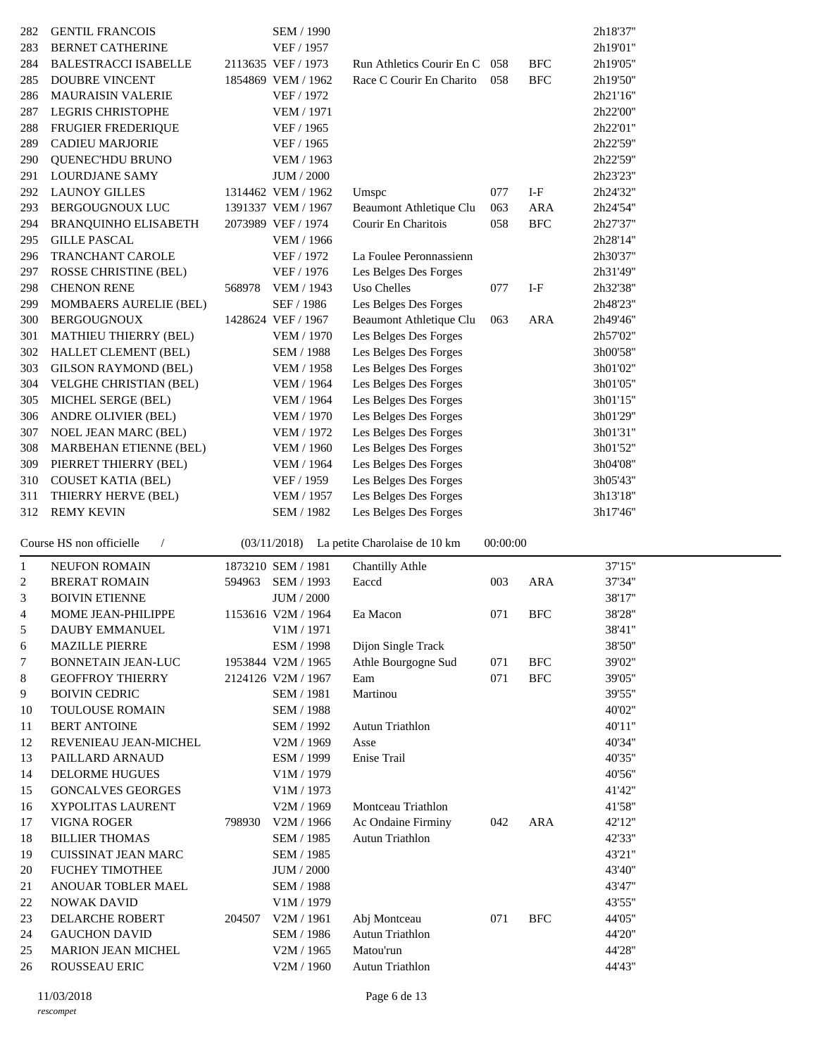| | | | | | | | |
|---|---|---|---|---|---|---|---|
| 282 | GENTIL FRANCOIS | | SEM / 1990 | | | | 2h18'37" |
| 283 | BERNET CATHERINE | | VEF / 1957 | | | | 2h19'01" |
| 284 | BALESTRACCI ISABELLE | 2113635 | VEF / 1973 | Run Athletics Courir En C | 058 | BFC | 2h19'05" |
| 285 | DOUBRE VINCENT | 1854869 | VEM / 1962 | Race C Courir En Charito | 058 | BFC | 2h19'50" |
| 286 | MAURAISIN VALERIE | | VEF / 1972 | | | | 2h21'16" |
| 287 | LEGRIS CHRISTOPHE | | VEM / 1971 | | | | 2h22'00" |
| 288 | FRUGIER FREDERIQUE | | VEF / 1965 | | | | 2h22'01" |
| 289 | CADIEU MARJORIE | | VEF / 1965 | | | | 2h22'59" |
| 290 | QUENEC'HDU BRUNO | | VEM / 1963 | | | | 2h22'59" |
| 291 | LOURDJANE SAMY | | JUM / 2000 | | | | 2h23'23" |
| 292 | LAUNOY GILLES | 1314462 | VEM / 1962 | Umspc | 077 | I-F | 2h24'32" |
| 293 | BERGOUGNOUX LUC | 1391337 | VEM / 1967 | Beaumont Athletique Clu | 063 | ARA | 2h24'54" |
| 294 | BRANQUINHO ELISABETH | 2073989 | VEF / 1974 | Courir En Charitois | 058 | BFC | 2h27'37" |
| 295 | GILLE PASCAL | | VEM / 1966 | | | | 2h28'14" |
| 296 | TRANCHANT CAROLE | | VEF / 1972 | La Foulee Peronnassienn | | | 2h30'37" |
| 297 | ROSSE CHRISTINE (BEL) | | VEF / 1976 | Les Belges Des Forges | | | 2h31'49" |
| 298 | CHENON RENE | 568978 | VEM / 1943 | Uso Chelles | 077 | I-F | 2h32'38" |
| 299 | MOMBAERS AURELIE (BEL) | | SEF / 1986 | Les Belges Des Forges | | | 2h48'23" |
| 300 | BERGOUGNOUX | 1428624 | VEF / 1967 | Beaumont Athletique Clu | 063 | ARA | 2h49'46" |
| 301 | MATHIEU THIERRY (BEL) | | VEM / 1970 | Les Belges Des Forges | | | 2h57'02" |
| 302 | HALLET CLEMENT (BEL) | | SEM / 1988 | Les Belges Des Forges | | | 3h00'58" |
| 303 | GILSON RAYMOND (BEL) | | VEM / 1958 | Les Belges Des Forges | | | 3h01'02" |
| 304 | VELGHE CHRISTIAN (BEL) | | VEM / 1964 | Les Belges Des Forges | | | 3h01'05" |
| 305 | MICHEL SERGE (BEL) | | VEM / 1964 | Les Belges Des Forges | | | 3h01'15" |
| 306 | ANDRE OLIVIER (BEL) | | VEM / 1970 | Les Belges Des Forges | | | 3h01'29" |
| 307 | NOEL JEAN MARC (BEL) | | VEM / 1972 | Les Belges Des Forges | | | 3h01'31" |
| 308 | MARBEHAN ETIENNE (BEL) | | VEM / 1960 | Les Belges Des Forges | | | 3h01'52" |
| 309 | PIERRET THIERRY (BEL) | | VEM / 1964 | Les Belges Des Forges | | | 3h04'08" |
| 310 | COUSET KATIA (BEL) | | VEF / 1959 | Les Belges Des Forges | | | 3h05'43" |
| 311 | THIERRY HERVE (BEL) | | VEM / 1957 | Les Belges Des Forges | | | 3h13'18" |
| 312 | REMY KEVIN | | SEM / 1982 | Les Belges Des Forges | | | 3h17'46" |

Course HS non officielle / (03/11/2018) La petite Charolaise de 10 km 00:00:00

| | | | | | | | |
|---|---|---|---|---|---|---|---|
| 1 | NEUFON ROMAIN | 1873210 | SEM / 1981 | Chantilly Athle | | | 37'15" |
| 2 | BRERAT ROMAIN | 594963 | SEM / 1993 | Eaccd | 003 | ARA | 37'34" |
| 3 | BOIVIN ETIENNE | | JUM / 2000 | | | | 38'17" |
| 4 | MOME JEAN-PHILIPPE | 1153616 | V2M / 1964 | Ea Macon | 071 | BFC | 38'28" |
| 5 | DAUBY EMMANUEL | | V1M / 1971 | | | | 38'41" |
| 6 | MAZILLE PIERRE | | ESM / 1998 | Dijon Single Track | | | 38'50" |
| 7 | BONNETAIN JEAN-LUC | 1953844 | V2M / 1965 | Athle Bourgogne Sud | 071 | BFC | 39'02" |
| 8 | GEOFFROY THIERRY | 2124126 | V2M / 1967 | Eam | 071 | BFC | 39'05" |
| 9 | BOIVIN CEDRIC | | SEM / 1981 | Martinou | | | 39'55" |
| 10 | TOULOUSE ROMAIN | | SEM / 1988 | | | | 40'02" |
| 11 | BERT ANTOINE | | SEM / 1992 | Autun Triathlon | | | 40'11" |
| 12 | REVENIEAU JEAN-MICHEL | | V2M / 1969 | Asse | | | 40'34" |
| 13 | PAILLARD ARNAUD | | ESM / 1999 | Enise Trail | | | 40'35" |
| 14 | DELORME HUGUES | | V1M / 1979 | | | | 40'56" |
| 15 | GONCALVES GEORGES | | V1M / 1973 | | | | 41'42" |
| 16 | XYPOLITAS LAURENT | | V2M / 1969 | Montceau Triathlon | | | 41'58" |
| 17 | VIGNA ROGER | 798930 | V2M / 1966 | Ac Ondaine Firminy | 042 | ARA | 42'12" |
| 18 | BILLIER THOMAS | | SEM / 1985 | Autun Triathlon | | | 42'33" |
| 19 | CUISSINAT JEAN MARC | | SEM / 1985 | | | | 43'21" |
| 20 | FUCHEY TIMOTHEE | | JUM / 2000 | | | | 43'40" |
| 21 | ANOUAR TOBLER MAEL | | SEM / 1988 | | | | 43'47" |
| 22 | NOWAK DAVID | | V1M / 1979 | | | | 43'55" |
| 23 | DELARCHE ROBERT | 204507 | V2M / 1961 | Abj Montceau | 071 | BFC | 44'05" |
| 24 | GAUCHON DAVID | | SEM / 1986 | Autun Triathlon | | | 44'20" |
| 25 | MARION JEAN MICHEL | | V2M / 1965 | Matou'run | | | 44'28" |
| 26 | ROUSSEAU ERIC | | V2M / 1960 | Autun Triathlon | | | 44'43" |

11/03/2018

*rescompet*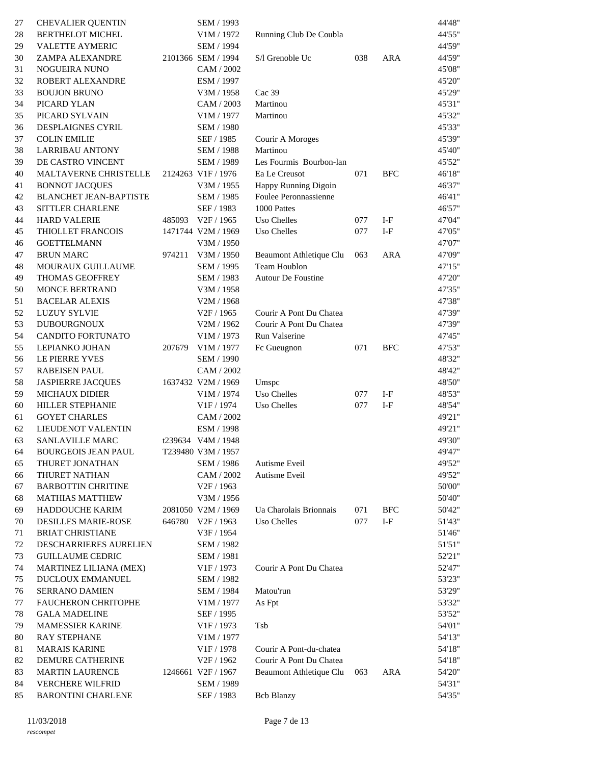| | | | | | | | |
|---|---|---|---|---|---|---|---|
| 27 | CHEVALIER QUENTIN | | SEM / 1993 | | | | 44'48" |
| 28 | BERTHELOT MICHEL | | V1M / 1972 | Running Club De Coubla | | | 44'55" |
| 29 | VALETTE AYMERIC | | SEM / 1994 | | | | 44'59" |
| 30 | ZAMPA ALEXANDRE | 2101366 | SEM / 1994 | S/l Grenoble Uc | 038 | ARA | 44'59" |
| 31 | NOGUEIRA NUNO | | CAM / 2002 | | | | 45'08" |
| 32 | ROBERT ALEXANDRE | | ESM / 1997 | | | | 45'20" |
| 33 | BOUJON BRUNO | | V3M / 1958 | Cac 39 | | | 45'29" |
| 34 | PICARD YLAN | | CAM / 2003 | Martinou | | | 45'31" |
| 35 | PICARD SYLVAIN | | V1M / 1977 | Martinou | | | 45'32" |
| 36 | DESPLAIGNES CYRIL | | SEM / 1980 | | | | 45'33" |
| 37 | COLIN EMILIE | | SEF / 1985 | Courir A Moroges | | | 45'39" |
| 38 | LARRIBAU ANTONY | | SEM / 1988 | Martinou | | | 45'40" |
| 39 | DE CASTRO VINCENT | | SEM / 1989 | Les Fourmis Bourbon-lan | | | 45'52" |
| 40 | MALTAVERNE CHRISTELLE | 2124263 | V1F / 1976 | Ea Le Creusot | 071 | BFC | 46'18" |
| 41 | BONNOT JACQUES | | V3M / 1955 | Happy Running Digoin | | | 46'37" |
| 42 | BLANCHET JEAN-BAPTISTE | | SEM / 1985 | Foulee Peronnassienne | | | 46'41" |
| 43 | SITTLER CHARLENE | | SEF / 1983 | 1000 Pattes | | | 46'57" |
| 44 | HARD VALERIE | 485093 | V2F / 1965 | Uso Chelles | 077 | I-F | 47'04" |
| 45 | THIOLLET FRANCOIS | 1471744 | V2M / 1969 | Uso Chelles | 077 | I-F | 47'05" |
| 46 | GOETTELMANN | | V3M / 1950 | | | | 47'07" |
| 47 | BRUN MARC | 974211 | V3M / 1950 | Beaumont Athletique Clu | 063 | ARA | 47'09" |
| 48 | MOURAUX GUILLAUME | | SEM / 1995 | Team Houblon | | | 47'15" |
| 49 | THOMAS GEOFFREY | | SEM / 1983 | Autour De Foustine | | | 47'20" |
| 50 | MONCE BERTRAND | | V3M / 1958 | | | | 47'35" |
| 51 | BACELAR ALEXIS | | V2M / 1968 | | | | 47'38" |
| 52 | LUZUY SYLVIE | | V2F / 1965 | Courir A Pont Du Chatea | | | 47'39" |
| 53 | DUBOURGNOUX | | V2M / 1962 | Courir A Pont Du Chatea | | | 47'39" |
| 54 | CANDITO FORTUNATO | | V1M / 1973 | Run Valserine | | | 47'45" |
| 55 | LEPIANKO JOHAN | 207679 | V1M / 1977 | Fc Gueugnon | 071 | BFC | 47'53" |
| 56 | LE PIERRE YVES | | SEM / 1990 | | | | 48'32" |
| 57 | RABEISEN PAUL | | CAM / 2002 | | | | 48'42" |
| 58 | JASPIERRE JACQUES | 1637432 | V2M / 1969 | Umspc | | | 48'50" |
| 59 | MICHAUX DIDIER | | V1M / 1974 | Uso Chelles | 077 | I-F | 48'53" |
| 60 | HILLER STEPHANIE | | V1F / 1974 | Uso Chelles | 077 | I-F | 48'54" |
| 61 | GOYET CHARLES | | CAM / 2002 | | | | 49'21" |
| 62 | LIEUDENOT VALENTIN | | ESM / 1998 | | | | 49'21" |
| 63 | SANLAVILLE MARC | t239634 | V4M / 1948 | | | | 49'30" |
| 64 | BOURGEOIS JEAN PAUL | T239480 | V3M / 1957 | | | | 49'47" |
| 65 | THURET JONATHAN | | SEM / 1986 | Autisme Eveil | | | 49'52" |
| 66 | THURET NATHAN | | CAM / 2002 | Autisme Eveil | | | 49'52" |
| 67 | BARBOTTIN CHRITINE | | V2F / 1963 | | | | 50'00" |
| 68 | MATHIAS MATTHEW | | V3M / 1956 | | | | 50'40" |
| 69 | HADDOUCHE KARIM | 2081050 | V2M / 1969 | Ua Charolais Brionnais | 071 | BFC | 50'42" |
| 70 | DESILLES MARIE-ROSE | 646780 | V2F / 1963 | Uso Chelles | 077 | I-F | 51'43" |
| 71 | BRIAT CHRISTIANE | | V3F / 1954 | | | | 51'46" |
| 72 | DESCHARRIERES AURELIEN | | SEM / 1982 | | | | 51'51" |
| 73 | GUILLAUME CEDRIC | | SEM / 1981 | | | | 52'21" |
| 74 | MARTINEZ LILIANA (MEX) | | V1F / 1973 | Courir A Pont Du Chatea | | | 52'47" |
| 75 | DUCLOUX EMMANUEL | | SEM / 1982 | | | | 53'23" |
| 76 | SERRANO DAMIEN | | SEM / 1984 | Matou'run | | | 53'29" |
| 77 | FAUCHERON CHRITOPHE | | V1M / 1977 | As Fpt | | | 53'32" |
| 78 | GALA MADELINE | | SEF / 1995 | | | | 53'52" |
| 79 | MAMESSIER KARINE | | V1F / 1973 | Tsb | | | 54'01" |
| 80 | RAY STEPHANE | | V1M / 1977 | | | | 54'13" |
| 81 | MARAIS KARINE | | V1F / 1978 | Courir A Pont-du-chatea | | | 54'18" |
| 82 | DEMURE CATHERINE | | V2F / 1962 | Courir A Pont Du Chatea | | | 54'18" |
| 83 | MARTIN LAURENCE | 1246661 | V2F / 1967 | Beaumont Athletique Clu | 063 | ARA | 54'20" |
| 84 | VERCHERE WILFRID | | SEM / 1989 | | | | 54'31" |
| 85 | BARONTINI CHARLENE | | SEF / 1983 | Bcb Blanzy | | | 54'35" |

11/03/2018

*rescompet*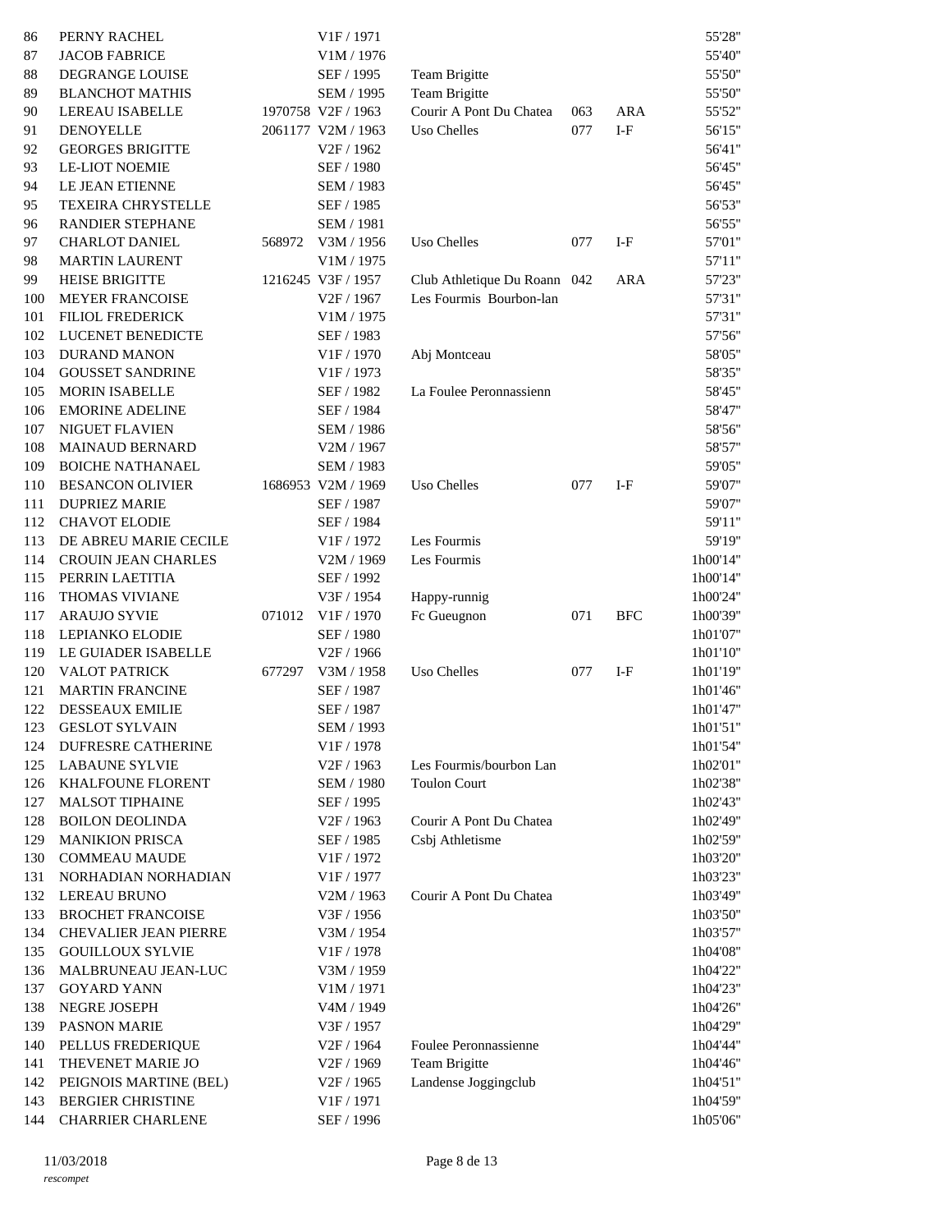| | | | | | | | |
|---|---|---|---|---|---|---|---|
| 86 | PERNY RACHEL | | V1F / 1971 | | | | 55'28'' |
| 87 | JACOB FABRICE | | V1M / 1976 | | | | 55'40'' |
| 88 | DEGRANGE LOUISE | | SEF / 1995 | Team Brigitte | | | 55'50'' |
| 89 | BLANCHOT MATHIS | | SEM / 1995 | Team Brigitte | | | 55'50'' |
| 90 | LEREAU ISABELLE | 1970758 | V2F / 1963 | Courir A Pont Du Chatea | 063 | ARA | 55'52'' |
| 91 | DENOYELLE | 2061177 | V2M / 1963 | Uso Chelles | 077 | I-F | 56'15'' |
| 92 | GEORGES BRIGITTE | | V2F / 1962 | | | | 56'41'' |
| 93 | LE-LIOT NOEMIE | | SEF / 1980 | | | | 56'45'' |
| 94 | LE JEAN ETIENNE | | SEM / 1983 | | | | 56'45'' |
| 95 | TEXEIRA CHRYSTELLE | | SEF / 1985 | | | | 56'53'' |
| 96 | RANDIER STEPHANE | | SEM / 1981 | | | | 56'55'' |
| 97 | CHARLOT DANIEL | 568972 | V3M / 1956 | Uso Chelles | 077 | I-F | 57'01'' |
| 98 | MARTIN LAURENT | | V1M / 1975 | | | | 57'11'' |
| 99 | HEISE BRIGITTE | 1216245 | V3F / 1957 | Club Athletique Du Roann | 042 | ARA | 57'23'' |
| 100 | MEYER FRANCOISE | | V2F / 1967 | Les Fourmis Bourbon-lan | | | 57'31'' |
| 101 | FILIOL FREDERICK | | V1M / 1975 | | | | 57'31'' |
| 102 | LUCENET BENEDICTE | | SEF / 1983 | | | | 57'56'' |
| 103 | DURAND MANON | | V1F / 1970 | Abj Montceau | | | 58'05'' |
| 104 | GOUSSET SANDRINE | | V1F / 1973 | | | | 58'35'' |
| 105 | MORIN ISABELLE | | SEF / 1982 | La Foulee Peronnassienn | | | 58'45'' |
| 106 | EMORINE ADELINE | | SEF / 1984 | | | | 58'47'' |
| 107 | NIGUET FLAVIEN | | SEM / 1986 | | | | 58'56'' |
| 108 | MAINAUD BERNARD | | V2M / 1967 | | | | 58'57'' |
| 109 | BOICHE NATHANAEL | | SEM / 1983 | | | | 59'05'' |
| 110 | BESANCON OLIVIER | 1686953 | V2M / 1969 | Uso Chelles | 077 | I-F | 59'07'' |
| 111 | DUPRIEZ MARIE | | SEF / 1987 | | | | 59'07'' |
| 112 | CHAVOT ELODIE | | SEF / 1984 | | | | 59'11'' |
| 113 | DE ABREU MARIE CECILE | | V1F / 1972 | Les Fourmis | | | 59'19'' |
| 114 | CROUIN JEAN CHARLES | | V2M / 1969 | Les Fourmis | | | 1h00'14'' |
| 115 | PERRIN LAETITIA | | SEF / 1992 | | | | 1h00'14'' |
| 116 | THOMAS VIVIANE | | V3F / 1954 | Happy-runnig | | | 1h00'24'' |
| 117 | ARAUJO SYVIE | 071012 | V1F / 1970 | Fc Gueugnon | 071 | BFC | 1h00'39'' |
| 118 | LEPIANKO ELODIE | | SEF / 1980 | | | | 1h01'07'' |
| 119 | LE GUIADER ISABELLE | | V2F / 1966 | | | | 1h01'10'' |
| 120 | VALOT PATRICK | 677297 | V3M / 1958 | Uso Chelles | 077 | I-F | 1h01'19'' |
| 121 | MARTIN FRANCINE | | SEF / 1987 | | | | 1h01'46'' |
| 122 | DESSEAUX EMILIE | | SEF / 1987 | | | | 1h01'47'' |
| 123 | GESLOT SYLVAIN | | SEM / 1993 | | | | 1h01'51'' |
| 124 | DUFRESRE CATHERINE | | V1F / 1978 | | | | 1h01'54'' |
| 125 | LABAUNE SYLVIE | | V2F / 1963 | Les Fourmis/bourbon Lan | | | 1h02'01'' |
| 126 | KHALFOUNE FLORENT | | SEM / 1980 | Toulon Court | | | 1h02'38'' |
| 127 | MALSOT TIPHAINE | | SEF / 1995 | | | | 1h02'43'' |
| 128 | BOILON DEOLINDA | | V2F / 1963 | Courir A Pont Du Chatea | | | 1h02'49'' |
| 129 | MANIKION PRISCA | | SEF / 1985 | Csbj Athletisme | | | 1h02'59'' |
| 130 | COMMEAU MAUDE | | V1F / 1972 | | | | 1h03'20'' |
| 131 | NORHADIAN NORHADIAN | | V1F / 1977 | | | | 1h03'23'' |
| 132 | LEREAU BRUNO | | V2M / 1963 | Courir A Pont Du Chatea | | | 1h03'49'' |
| 133 | BROCHET FRANCOISE | | V3F / 1956 | | | | 1h03'50'' |
| 134 | CHEVALIER JEAN PIERRE | | V3M / 1954 | | | | 1h03'57'' |
| 135 | GOUILLOUX SYLVIE | | V1F / 1978 | | | | 1h04'08'' |
| 136 | MALBRUNEAU JEAN-LUC | | V3M / 1959 | | | | 1h04'22'' |
| 137 | GOYARD YANN | | V1M / 1971 | | | | 1h04'23'' |
| 138 | NEGRE JOSEPH | | V4M / 1949 | | | | 1h04'26'' |
| 139 | PASNON MARIE | | V3F / 1957 | | | | 1h04'29'' |
| 140 | PELLUS FREDERIQUE | | V2F / 1964 | Foulee Peronnassienne | | | 1h04'44'' |
| 141 | THEVENET MARIE JO | | V2F / 1969 | Team Brigitte | | | 1h04'46'' |
| 142 | PEIGNOIS MARTINE (BEL) | | V2F / 1965 | Landense Joggingclub | | | 1h04'51'' |
| 143 | BERGIER CHRISTINE | | V1F / 1971 | | | | 1h04'59'' |
| 144 | CHARRIER CHARLENE | | SEF / 1996 | | | | 1h05'06'' |

11/03/2018

*rescompet*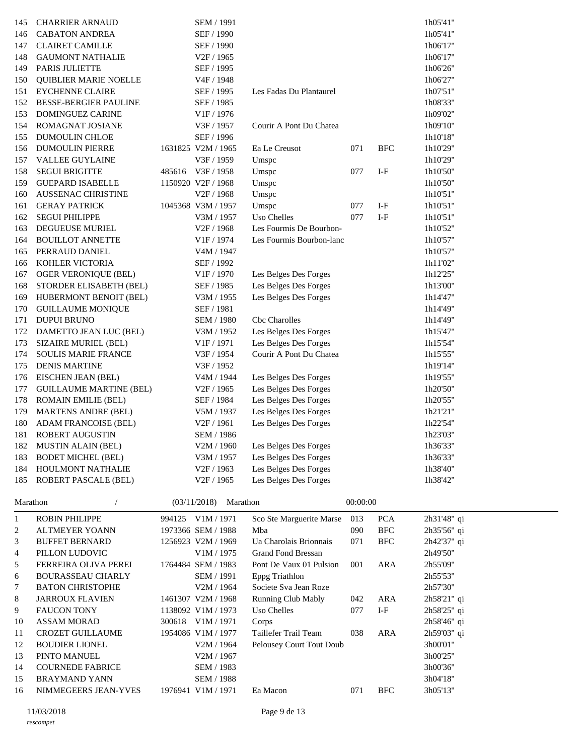| | | | | | | | |
|---|---|---|---|---|---|---|---|
| 145 | CHARRIER ARNAUD | | SEM / 1991 | | | | 1h05'41" |
| 146 | CABATON ANDREA | | SEF / 1990 | | | | 1h05'41" |
| 147 | CLAIRET CAMILLE | | SEF / 1990 | | | | 1h06'17" |
| 148 | GAUMONT NATHALIE | | V2F / 1965 | | | | 1h06'17" |
| 149 | PARIS JULIETTE | | SEF / 1995 | | | | 1h06'26" |
| 150 | QUIBLIER MARIE NOELLE | | V4F / 1948 | | | | 1h06'27" |
| 151 | EYCHENNE CLAIRE | | SEF / 1995 | Les Fadas Du Plantaurel | | | 1h07'51" |
| 152 | BESSE-BERGIER PAULINE | | SEF / 1985 | | | | 1h08'33" |
| 153 | DOMINGUEZ CARINE | | V1F / 1976 | | | | 1h09'02" |
| 154 | ROMAGNAT JOSIANE | | V3F / 1957 | Courir A Pont Du Chatea | | | 1h09'10" |
| 155 | DUMOULIN CHLOE | | SEF / 1996 | | | | 1h10'18" |
| 156 | DUMOULIN PIERRE | 1631825 | V2M / 1965 | Ea Le Creusot | 071 | BFC | 1h10'29" |
| 157 | VALLEE GUYLAINE | | V3F / 1959 | Umspc | | | 1h10'29" |
| 158 | SEGUI BRIGITTE | 485616 | V3F / 1958 | Umspc | 077 | I-F | 1h10'50" |
| 159 | GUEPARD ISABELLE | 1150920 | V2F / 1968 | Umspc | | | 1h10'50" |
| 160 | AUSSENAC CHRISTINE | | V2F / 1968 | Umspc | | | 1h10'51" |
| 161 | GERAY PATRICK | 1045368 | V3M / 1957 | Umspc | 077 | I-F | 1h10'51" |
| 162 | SEGUI PHILIPPE | | V3M / 1957 | Uso Chelles | 077 | I-F | 1h10'51" |
| 163 | DEGUEUSE MURIEL | | V2F / 1968 | Les Fourmis De Bourbon- | | | 1h10'52" |
| 164 | BOUILLOT ANNETTE | | V1F / 1974 | Les Fourmis Bourbon-lanc | | | 1h10'57" |
| 165 | PERRAUD DANIEL | | V4M / 1947 | | | | 1h10'57" |
| 166 | KOHLER VICTORIA | | SEF / 1992 | | | | 1h11'02" |
| 167 | OGER VERONIQUE (BEL) | | V1F / 1970 | Les Belges Des Forges | | | 1h12'25" |
| 168 | STORDER ELISABETH (BEL) | | SEF / 1985 | Les Belges Des Forges | | | 1h13'00" |
| 169 | HUBERMONT BENOIT (BEL) | | V3M / 1955 | Les Belges Des Forges | | | 1h14'47" |
| 170 | GUILLAUME MONIQUE | | SEF / 1981 | | | | 1h14'49" |
| 171 | DUPUI BRUNO | | SEM / 1980 | Cbc Charolles | | | 1h14'49" |
| 172 | DAMETTO JEAN LUC (BEL) | | V3M / 1952 | Les Belges Des Forges | | | 1h15'47" |
| 173 | SIZAIRE MURIEL (BEL) | | V1F / 1971 | Les Belges Des Forges | | | 1h15'54" |
| 174 | SOULIS MARIE FRANCE | | V3F / 1954 | Courir A Pont Du Chatea | | | 1h15'55" |
| 175 | DENIS MARTINE | | V3F / 1952 | | | | 1h19'14" |
| 176 | EISCHEN JEAN (BEL) | | V4M / 1944 | Les Belges Des Forges | | | 1h19'55" |
| 177 | GUILLAUME MARTINE (BEL) | | V2F / 1965 | Les Belges Des Forges | | | 1h20'50" |
| 178 | ROMAIN EMILIE (BEL) | | SEF / 1984 | Les Belges Des Forges | | | 1h20'55" |
| 179 | MARTENS ANDRE (BEL) | | V5M / 1937 | Les Belges Des Forges | | | 1h21'21" |
| 180 | ADAM FRANCOISE (BEL) | | V2F / 1961 | Les Belges Des Forges | | | 1h22'54" |
| 181 | ROBERT AUGUSTIN | | SEM / 1986 | | | | 1h23'03" |
| 182 | MUSTIN ALAIN (BEL) | | V2M / 1960 | Les Belges Des Forges | | | 1h36'33" |
| 183 | BODET MICHEL (BEL) | | V3M / 1957 | Les Belges Des Forges | | | 1h36'33" |
| 184 | HOULMONT NATHALIE | | V2F / 1963 | Les Belges Des Forges | | | 1h38'40" |
| 185 | ROBERT PASCALE (BEL) | | V2F / 1965 | Les Belges Des Forges | | | 1h38'42" |

Marathon / (03/11/2018) Marathon 00:00:00

| | | | | | | | |
|---|---|---|---|---|---|---|---|
| 1 | ROBIN PHILIPPE | 994125 | V1M / 1971 | Sco Ste Marguerite Marse | 013 | PCA | 2h31'48" qi |
| 2 | ALTMEYER YOANN | 1973366 | SEM / 1988 | Mba | 090 | BFC | 2h35'56" qi |
| 3 | BUFFET BERNARD | 1256923 | V2M / 1969 | Ua Charolais Brionnais | 071 | BFC | 2h42'37" qi |
| 4 | PILLON LUDOVIC | | V1M / 1975 | Grand Fond Bressan | | | 2h49'50" |
| 5 | FERREIRA OLIVA PEREI | 1764484 | SEM / 1983 | Pont De Vaux 01 Pulsion | 001 | ARA | 2h55'09" |
| 6 | BOURASSEAU CHARLY | | SEM / 1991 | Eppg Triathlon | | | 2h55'53" |
| 7 | BATON CHRISTOPHE | | V2M / 1964 | Societe Sva Jean Roze | | | 2h57'30" |
| 8 | JARROUX FLAVIEN | 1461307 | V2M / 1968 | Running Club Mably | 042 | ARA | 2h58'21" qi |
| 9 | FAUCON TONY | 1138092 | V1M / 1973 | Uso Chelles | 077 | I-F | 2h58'25" qi |
| 10 | ASSAM MORAD | 300618 | V1M / 1971 | Corps | | | 2h58'46" qi |
| 11 | CROZET GUILLAUME | 1954086 | V1M / 1977 | Taillefer Trail Team | 038 | ARA | 2h59'03" qi |
| 12 | BOUDIER LIONEL | | V2M / 1964 | Pelousey Court Tout Doub | | | 3h00'01" |
| 13 | PINTO MANUEL | | V2M / 1967 | | | | 3h00'25" |
| 14 | COURNEDE FABRICE | | SEM / 1983 | | | | 3h00'36" |
| 15 | BRAYMAND YANN | | SEM / 1988 | | | | 3h04'18" |
| 16 | NIMMEGEERS JEAN-YVES | 1976941 | V1M / 1971 | Ea Macon | 071 | BFC | 3h05'13" |

11/03/2018

*rescompet*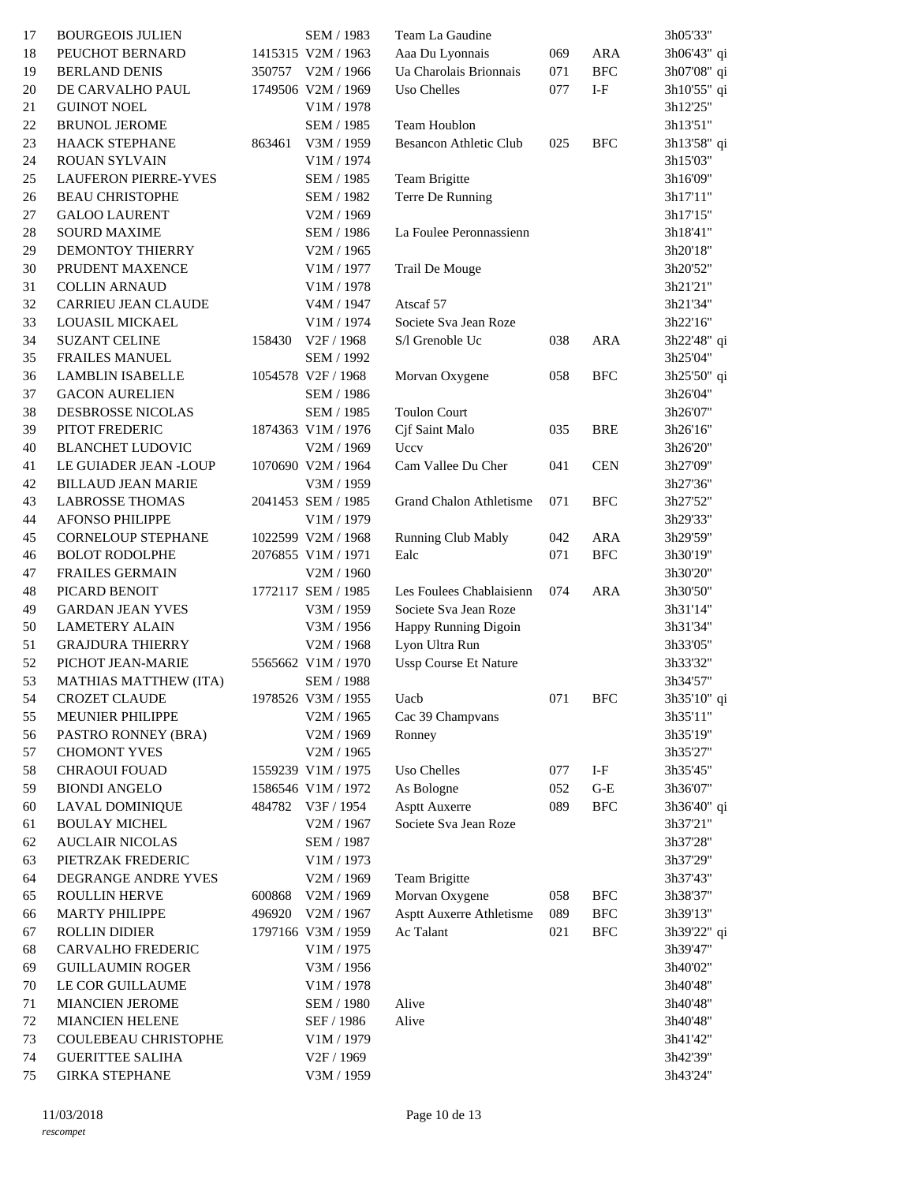| | | | | | | | |
|---|---|---|---|---|---|---|---|
| 17 | BOURGEOIS JULIEN | | SEM / 1983 | Team La Gaudine | | | 3h05'33" |
| 18 | PEUCHOT BERNARD | 1415315 | V2M / 1963 | Aaa Du Lyonnais | 069 | ARA | 3h06'43" qi |
| 19 | BERLAND DENIS | 350757 | V2M / 1966 | Ua Charolais Brionnais | 071 | BFC | 3h07'08" qi |
| 20 | DE CARVALHO PAUL | 1749506 | V2M / 1969 | Uso Chelles | 077 | I-F | 3h10'55" qi |
| 21 | GUINOT NOEL | | V1M / 1978 | | | | 3h12'25" |
| 22 | BRUNOL JEROME | | SEM / 1985 | Team Houblon | | | 3h13'51" |
| 23 | HAACK STEPHANE | 863461 | V3M / 1959 | Besancon Athletic Club | 025 | BFC | 3h13'58" qi |
| 24 | ROUAN SYLVAIN | | V1M / 1974 | | | | 3h15'03" |
| 25 | LAUFERON PIERRE-YVES | | SEM / 1985 | Team Brigitte | | | 3h16'09" |
| 26 | BEAU CHRISTOPHE | | SEM / 1982 | Terre De Running | | | 3h17'11" |
| 27 | GALOO LAURENT | | V2M / 1969 | | | | 3h17'15" |
| 28 | SOURD MAXIME | | SEM / 1986 | La Foulee Peronnassienn | | | 3h18'41" |
| 29 | DEMONTOY THIERRY | | V2M / 1965 | | | | 3h20'18" |
| 30 | PRUDENT MAXENCE | | V1M / 1977 | Trail De Mouge | | | 3h20'52" |
| 31 | COLLIN ARNAUD | | V1M / 1978 | | | | 3h21'21" |
| 32 | CARRIEU JEAN CLAUDE | | V4M / 1947 | Atscaf 57 | | | 3h21'34" |
| 33 | LOUASIL MICKAEL | | V1M / 1974 | Societe Sva Jean Roze | | | 3h22'16" |
| 34 | SUZANT CELINE | 158430 | V2F / 1968 | S/l Grenoble Uc | 038 | ARA | 3h22'48" qi |
| 35 | FRAILES MANUEL | | SEM / 1992 | | | | 3h25'04" |
| 36 | LAMBLIN ISABELLE | 1054578 | V2F / 1968 | Morvan Oxygene | 058 | BFC | 3h25'50" qi |
| 37 | GACON AURELIEN | | SEM / 1986 | | | | 3h26'04" |
| 38 | DESBROSSE NICOLAS | | SEM / 1985 | Toulon Court | | | 3h26'07" |
| 39 | PITOT FREDERIC | 1874363 | V1M / 1976 | Cjf Saint Malo | 035 | BRE | 3h26'16" |
| 40 | BLANCHET LUDOVIC | | V2M / 1969 | Uccv | | | 3h26'20" |
| 41 | LE GUIADER JEAN -LOUP | 1070690 | V2M / 1964 | Cam Vallee Du Cher | 041 | CEN | 3h27'09" |
| 42 | BILLAUD JEAN MARIE | | V3M / 1959 | | | | 3h27'36" |
| 43 | LABROSSE THOMAS | 2041453 | SEM / 1985 | Grand Chalon Athletisme | 071 | BFC | 3h27'52" |
| 44 | AFONSO PHILIPPE | | V1M / 1979 | | | | 3h29'33" |
| 45 | CORNELOUP STEPHANE | 1022599 | V2M / 1968 | Running Club Mably | 042 | ARA | 3h29'59" |
| 46 | BOLOT RODOLPHE | 2076855 | V1M / 1971 | Ealc | 071 | BFC | 3h30'19" |
| 47 | FRAILES GERMAIN | | V2M / 1960 | | | | 3h30'20" |
| 48 | PICARD BENOIT | 1772117 | SEM / 1985 | Les Foulees Chablaisienn | 074 | ARA | 3h30'50" |
| 49 | GARDAN JEAN YVES | | V3M / 1959 | Societe Sva Jean Roze | | | 3h31'14" |
| 50 | LAMETERY ALAIN | | V3M / 1956 | Happy Running Digoin | | | 3h31'34" |
| 51 | GRAJDURA THIERRY | | V2M / 1968 | Lyon Ultra Run | | | 3h33'05" |
| 52 | PICHOT JEAN-MARIE | 5565662 | V1M / 1970 | Ussp Course Et Nature | | | 3h33'32" |
| 53 | MATHIAS MATTHEW (ITA) | | SEM / 1988 | | | | 3h34'57" |
| 54 | CROZET CLAUDE | 1978526 | V3M / 1955 | Uacb | 071 | BFC | 3h35'10" qi |
| 55 | MEUNIER PHILIPPE | | V2M / 1965 | Cac 39 Champvans | | | 3h35'11" |
| 56 | PASTRO RONNEY (BRA) | | V2M / 1969 | Ronney | | | 3h35'19" |
| 57 | CHOMONT YVES | | V2M / 1965 | | | | 3h35'27" |
| 58 | CHRAOUI FOUAD | 1559239 | V1M / 1975 | Uso Chelles | 077 | I-F | 3h35'45" |
| 59 | BIONDI ANGELO | 1586546 | V1M / 1972 | As Bologne | 052 | G-E | 3h36'07" |
| 60 | LAVAL DOMINIQUE | 484782 | V3F / 1954 | Asptt Auxerre | 089 | BFC | 3h36'40" qi |
| 61 | BOULAY MICHEL | | V2M / 1967 | Societe Sva Jean Roze | | | 3h37'21" |
| 62 | AUCLAIR NICOLAS | | SEM / 1987 | | | | 3h37'28" |
| 63 | PIETRZAK FREDERIC | | V1M / 1973 | | | | 3h37'29" |
| 64 | DEGRANGE ANDRE YVES | | V2M / 1969 | Team Brigitte | | | 3h37'43" |
| 65 | ROULLIN HERVE | 600868 | V2M / 1969 | Morvan Oxygene | 058 | BFC | 3h38'37" |
| 66 | MARTY PHILIPPE | 496920 | V2M / 1967 | Asptt Auxerre Athletisme | 089 | BFC | 3h39'13" |
| 67 | ROLLIN DIDIER | 1797166 | V3M / 1959 | Ac Talant | 021 | BFC | 3h39'22" qi |
| 68 | CARVALHO FREDERIC | | V1M / 1975 | | | | 3h39'47" |
| 69 | GUILLAUMIN ROGER | | V3M / 1956 | | | | 3h40'02" |
| 70 | LE COR GUILLAUME | | V1M / 1978 | | | | 3h40'48" |
| 71 | MIANCIEN JEROME | | SEM / 1980 | Alive | | | 3h40'48" |
| 72 | MIANCIEN HELENE | | SEF / 1986 | Alive | | | 3h40'48" |
| 73 | COULEBEAU CHRISTOPHE | | V1M / 1979 | | | | 3h41'42" |
| 74 | GUERITTEE SALIHA | | V2F / 1969 | | | | 3h42'39" |
| 75 | GIRKA STEPHANE | | V3M / 1959 | | | | 3h43'24" |

11/03/2018

*rescompet*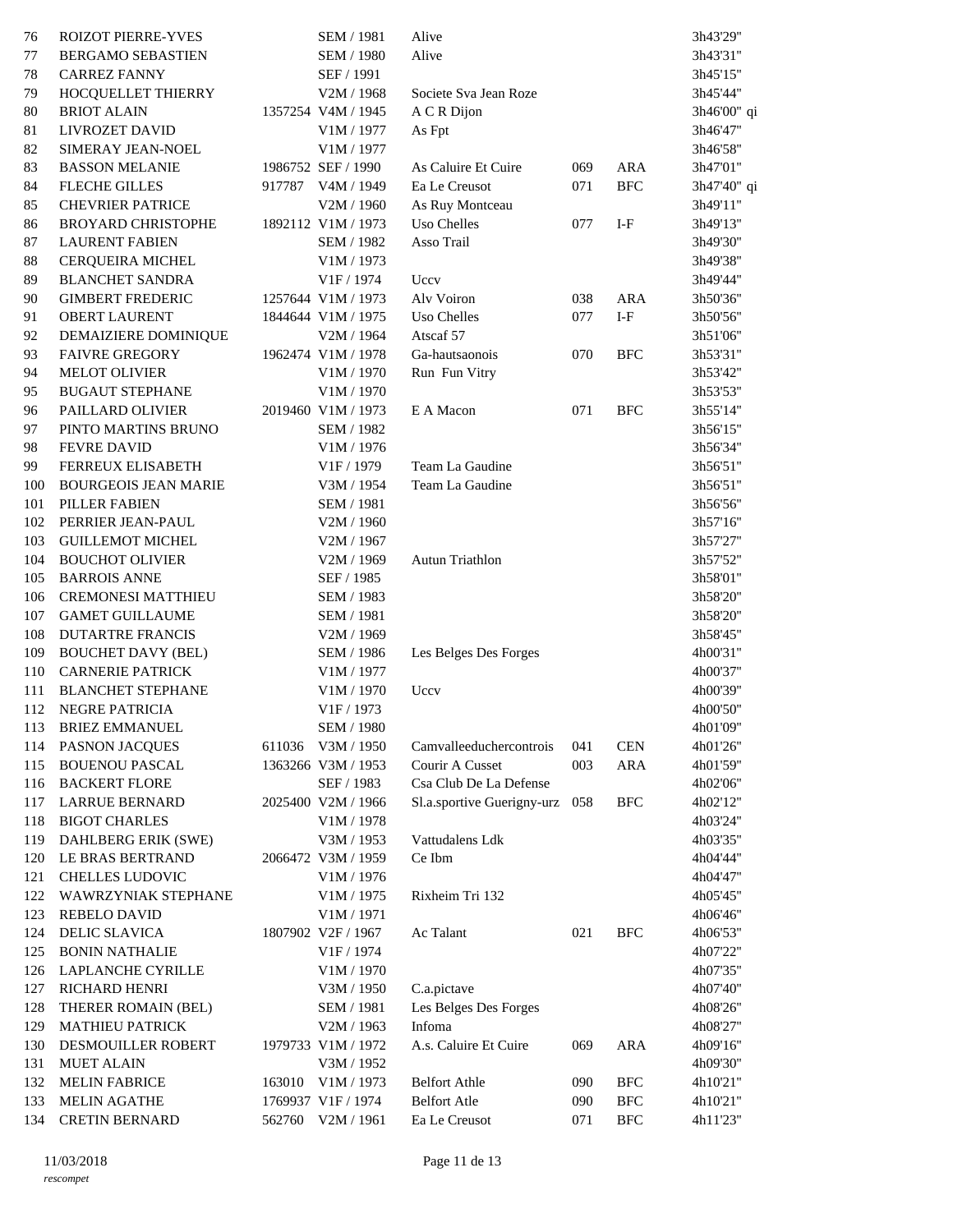| | | | | | | | |
|---|---|---|---|---|---|---|---|
| 76 | ROIZOT PIERRE-YVES | | SEM / 1981 | Alive | | | 3h43'29" |
| 77 | BERGAMO SEBASTIEN | | SEM / 1980 | Alive | | | 3h43'31" |
| 78 | CARREZ FANNY | | SEF / 1991 | | | | 3h45'15" |
| 79 | HOCQUELLET THIERRY | | V2M / 1968 | Societe Sva Jean Roze | | | 3h45'44" |
| 80 | BRIOT ALAIN | 1357254 | V4M / 1945 | A C R Dijon | | | 3h46'00" qi |
| 81 | LIVROZET DAVID | | V1M / 1977 | As Fpt | | | 3h46'47" |
| 82 | SIMERAY JEAN-NOEL | | V1M / 1977 | | | | 3h46'58" |
| 83 | BASSON MELANIE | 1986752 | SEF / 1990 | As Caluire Et Cuire | 069 | ARA | 3h47'01" |
| 84 | FLECHE GILLES | 917787 | V4M / 1949 | Ea Le Creusot | 071 | BFC | 3h47'40" qi |
| 85 | CHEVRIER PATRICE | | V2M / 1960 | As Ruy Montceau | | | 3h49'11" |
| 86 | BROYARD CHRISTOPHE | 1892112 | V1M / 1973 | Uso Chelles | 077 | I-F | 3h49'13" |
| 87 | LAURENT FABIEN | | SEM / 1982 | Asso Trail | | | 3h49'30" |
| 88 | CERQUEIRA MICHEL | | V1M / 1973 | | | | 3h49'38" |
| 89 | BLANCHET SANDRA | | V1F / 1974 | Uccv | | | 3h49'44" |
| 90 | GIMBERT FREDERIC | 1257644 | V1M / 1973 | Alv Voiron | 038 | ARA | 3h50'36" |
| 91 | OBERT LAURENT | 1844644 | V1M / 1975 | Uso Chelles | 077 | I-F | 3h50'56" |
| 92 | DEMAIZIERE DOMINIQUE | | V2M / 1964 | Atscaf 57 | | | 3h51'06" |
| 93 | FAIVRE GREGORY | 1962474 | V1M / 1978 | Ga-hautsaonois | 070 | BFC | 3h53'31" |
| 94 | MELOT OLIVIER | | V1M / 1970 | Run Fun Vitry | | | 3h53'42" |
| 95 | BUGAUT STEPHANE | | V1M / 1970 | | | | 3h53'53" |
| 96 | PAILLARD OLIVIER | 2019460 | V1M / 1973 | E A Macon | 071 | BFC | 3h55'14" |
| 97 | PINTO MARTINS BRUNO | | SEM / 1982 | | | | 3h56'15" |
| 98 | FEVRE DAVID | | V1M / 1976 | | | | 3h56'34" |
| 99 | FERREUX ELISABETH | | V1F / 1979 | Team La Gaudine | | | 3h56'51" |
| 100 | BOURGEOIS JEAN MARIE | | V3M / 1954 | Team La Gaudine | | | 3h56'51" |
| 101 | PILLER FABIEN | | SEM / 1981 | | | | 3h56'56" |
| 102 | PERRIER JEAN-PAUL | | V2M / 1960 | | | | 3h57'16" |
| 103 | GUILLEMOT MICHEL | | V2M / 1967 | | | | 3h57'27" |
| 104 | BOUCHOT OLIVIER | | V2M / 1969 | Autun Triathlon | | | 3h57'52" |
| 105 | BARROIS ANNE | | SEF / 1985 | | | | 3h58'01" |
| 106 | CREMONESI MATTHIEU | | SEM / 1983 | | | | 3h58'20" |
| 107 | GAMET GUILLAUME | | SEM / 1981 | | | | 3h58'20" |
| 108 | DUTARTRE FRANCIS | | V2M / 1969 | | | | 3h58'45" |
| 109 | BOUCHET DAVY (BEL) | | SEM / 1986 | Les Belges Des Forges | | | 4h00'31" |
| 110 | CARNERIE PATRICK | | V1M / 1977 | | | | 4h00'37" |
| 111 | BLANCHET STEPHANE | | V1M / 1970 | Uccv | | | 4h00'39" |
| 112 | NEGRE PATRICIA | | V1F / 1973 | | | | 4h00'50" |
| 113 | BRIEZ EMMANUEL | | SEM / 1980 | | | | 4h01'09" |
| 114 | PASNON JACQUES | 611036 | V3M / 1950 | Camvalleeduchercontrois | 041 | CEN | 4h01'26" |
| 115 | BOUENOU PASCAL | 1363266 | V3M / 1953 | Courir A Cusset | 003 | ARA | 4h01'59" |
| 116 | BACKERT FLORE | | SEF / 1983 | Csa Club De La Defense | | | 4h02'06" |
| 117 | LARRUE BERNARD | 2025400 | V2M / 1966 | Sl.a.sportive Guerigny-urz | 058 | BFC | 4h02'12" |
| 118 | BIGOT CHARLES | | V1M / 1978 | | | | 4h03'24" |
| 119 | DAHLBERG ERIK (SWE) | | V3M / 1953 | Vattudalens Ldk | | | 4h03'35" |
| 120 | LE BRAS BERTRAND | 2066472 | V3M / 1959 | Ce Ibm | | | 4h04'44" |
| 121 | CHELLES LUDOVIC | | V1M / 1976 | | | | 4h04'47" |
| 122 | WAWRZYNIAK STEPHANE | | V1M / 1975 | Rixheim Tri 132 | | | 4h05'45" |
| 123 | REBELO DAVID | | V1M / 1971 | | | | 4h06'46" |
| 124 | DELIC SLAVICA | 1807902 | V2F / 1967 | Ac Talant | 021 | BFC | 4h06'53" |
| 125 | BONIN NATHALIE | | V1F / 1974 | | | | 4h07'22" |
| 126 | LAPLANCHE CYRILLE | | V1M / 1970 | | | | 4h07'35" |
| 127 | RICHARD HENRI | | V3M / 1950 | C.a.pictave | | | 4h07'40" |
| 128 | THERER ROMAIN (BEL) | | SEM / 1981 | Les Belges Des Forges | | | 4h08'26" |
| 129 | MATHIEU PATRICK | | V2M / 1963 | Infoma | | | 4h08'27" |
| 130 | DESMOUILLER ROBERT | 1979733 | V1M / 1972 | A.s. Caluire Et Cuire | 069 | ARA | 4h09'16" |
| 131 | MUET ALAIN | | V3M / 1952 | | | | 4h09'30" |
| 132 | MELIN FABRICE | 163010 | V1M / 1973 | Belfort Athle | 090 | BFC | 4h10'21" |
| 133 | MELIN AGATHE | 1769937 | V1F / 1974 | Belfort Atle | 090 | BFC | 4h10'21" |
| 134 | CRETIN BERNARD | 562760 | V2M / 1961 | Ea Le Creusot | 071 | BFC | 4h11'23" |

11/03/2018

*rescompet*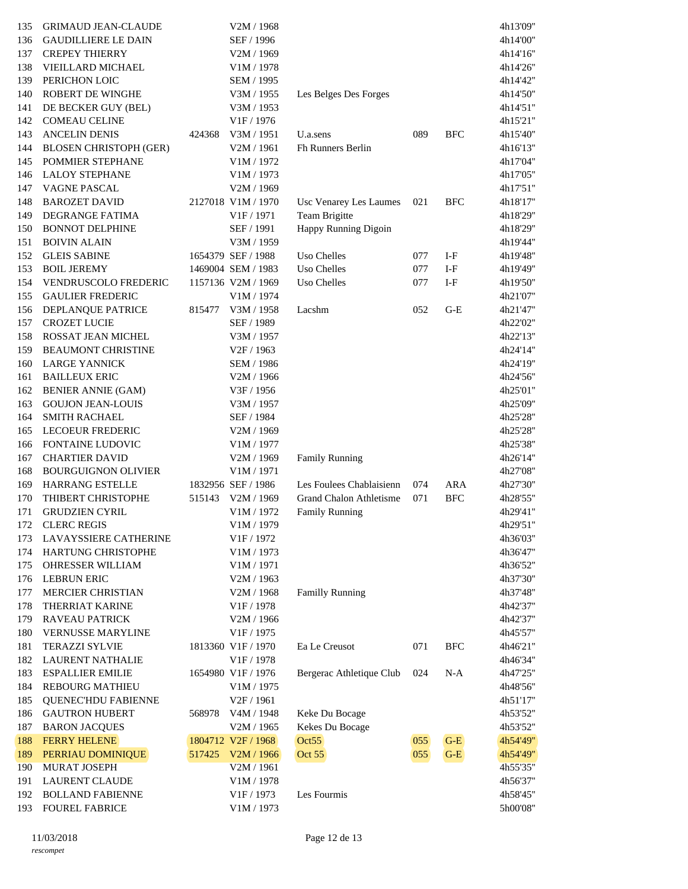| | | | | | | | |
|---|---|---|---|---|---|---|---|
| 135 | GRIMAUD JEAN-CLAUDE | | V2M / 1968 | | | | 4h13'09" |
| 136 | GAUDILLIERE LE DAIN | | SEF / 1996 | | | | 4h14'00" |
| 137 | CREPEY THIERRY | | V2M / 1969 | | | | 4h14'16" |
| 138 | VIEILLARD MICHAEL | | V1M / 1978 | | | | 4h14'26" |
| 139 | PERICHON LOIC | | SEM / 1995 | | | | 4h14'42" |
| 140 | ROBERT DE WINGHE | | V3M / 1955 | Les Belges Des Forges | | | 4h14'50" |
| 141 | DE BECKER GUY (BEL) | | V3M / 1953 | | | | 4h14'51" |
| 142 | COMEAU CELINE | | V1F / 1976 | | | | 4h15'21" |
| 143 | ANCELIN DENIS | 424368 | V3M / 1951 | U.a.sens | 089 | BFC | 4h15'40" |
| 144 | BLOSEN CHRISTOPH (GER) | | V2M / 1961 | Fh Runners Berlin | | | 4h16'13" |
| 145 | POMMIER STEPHANE | | V1M / 1972 | | | | 4h17'04" |
| 146 | LALOY STEPHANE | | V1M / 1973 | | | | 4h17'05" |
| 147 | VAGNE PASCAL | | V2M / 1969 | | | | 4h17'51" |
| 148 | BAROZET DAVID | 2127018 | V1M / 1970 | Usc Venarey Les Laumes | 021 | BFC | 4h18'17" |
| 149 | DEGRANGE FATIMA | | V1F / 1971 | Team Brigitte | | | 4h18'29" |
| 150 | BONNOT DELPHINE | | SEF / 1991 | Happy Running Digoin | | | 4h18'29" |
| 151 | BOIVIN ALAIN | | V3M / 1959 | | | | 4h19'44" |
| 152 | GLEIS SABINE | 1654379 | SEF / 1988 | Uso Chelles | 077 | I-F | 4h19'48" |
| 153 | BOIL JEREMY | 1469004 | SEM / 1983 | Uso Chelles | 077 | I-F | 4h19'49" |
| 154 | VENDRUSCOLO FREDERIC | 1157136 | V2M / 1969 | Uso Chelles | 077 | I-F | 4h19'50" |
| 155 | GAULIER FREDERIC | | V1M / 1974 | | | | 4h21'07" |
| 156 | DEPLANQUE PATRICE | 815477 | V3M / 1958 | Lacshm | 052 | G-E | 4h21'47" |
| 157 | CROZET LUCIE | | SEF / 1989 | | | | 4h22'02" |
| 158 | ROSSAT JEAN MICHEL | | V3M / 1957 | | | | 4h22'13" |
| 159 | BEAUMONT CHRISTINE | | V2F / 1963 | | | | 4h24'14" |
| 160 | LARGE YANNICK | | SEM / 1986 | | | | 4h24'19" |
| 161 | BAILLEUX ERIC | | V2M / 1966 | | | | 4h24'56" |
| 162 | BENIER ANNIE (GAM) | | V3F / 1956 | | | | 4h25'01" |
| 163 | GOUJON JEAN-LOUIS | | V3M / 1957 | | | | 4h25'09" |
| 164 | SMITH RACHAEL | | SEF / 1984 | | | | 4h25'28" |
| 165 | LECOEUR FREDERIC | | V2M / 1969 | | | | 4h25'28" |
| 166 | FONTAINE LUDOVIC | | V1M / 1977 | | | | 4h25'38" |
| 167 | CHARTIER DAVID | | V2M / 1969 | Family Running | | | 4h26'14" |
| 168 | BOURGUIGNON OLIVIER | | V1M / 1971 | | | | 4h27'08" |
| 169 | HARRANG ESTELLE | 1832956 | SEF / 1986 | Les Foulees Chablaisienn | 074 | ARA | 4h27'30" |
| 170 | THIBERT CHRISTOPHE | 515143 | V2M / 1969 | Grand Chalon Athletisme | 071 | BFC | 4h28'55" |
| 171 | GRUDZIEN CYRIL | | V1M / 1972 | Family Running | | | 4h29'41" |
| 172 | CLERC REGIS | | V1M / 1979 | | | | 4h29'51" |
| 173 | LAVAYSSIERE CATHERINE | | V1F / 1972 | | | | 4h36'03" |
| 174 | HARTUNG CHRISTOPHE | | V1M / 1973 | | | | 4h36'47" |
| 175 | OHRESSER WILLIAM | | V1M / 1971 | | | | 4h36'52" |
| 176 | LEBRUN ERIC | | V2M / 1963 | | | | 4h37'30" |
| 177 | MERCIER CHRISTIAN | | V2M / 1968 | Familly Running | | | 4h37'48" |
| 178 | THERRIAT KARINE | | V1F / 1978 | | | | 4h42'37" |
| 179 | RAVEAU PATRICK | | V2M / 1966 | | | | 4h42'37" |
| 180 | VERNUSSE MARYLINE | | V1F / 1975 | | | | 4h45'57" |
| 181 | TERAZZI SYLVIE | 1813360 | V1F / 1970 | Ea Le Creusot | 071 | BFC | 4h46'21" |
| 182 | LAURENT NATHALIE | | V1F / 1978 | | | | 4h46'34" |
| 183 | ESPALLIER EMILIE | 1654980 | V1F / 1976 | Bergerac Athletique Club | 024 | N-A | 4h47'25" |
| 184 | REBOURG MATHIEU | | V1M / 1975 | | | | 4h48'56" |
| 185 | QUENEC'HDU FABIENNE | | V2F / 1961 | | | | 4h51'17" |
| 186 | GAUTRON HUBERT | 568978 | V4M / 1948 | Keke Du Bocage | | | 4h53'52" |
| 187 | BARON JACQUES | | V2M / 1965 | Kekes Du Bocage | | | 4h53'52" |
| 188 | FERRY HELENE | 1804712 | V2F / 1968 | Oct55 | 055 | G-E | 4h54'49" |
| 189 | PERRIAU DOMINIQUE | 517425 | V2M / 1966 | Oct 55 | 055 | G-E | 4h54'49" |
| 190 | MURAT JOSEPH | | V2M / 1961 | | | | 4h55'35" |
| 191 | LAURENT CLAUDE | | V1M / 1978 | | | | 4h56'37" |
| 192 | BOLLAND FABIENNE | | V1F / 1973 | Les Fourmis | | | 4h58'45" |
| 193 | FOUREL FABRICE | | V1M / 1973 | | | | 5h00'08" |

11/03/2018

*rescompet*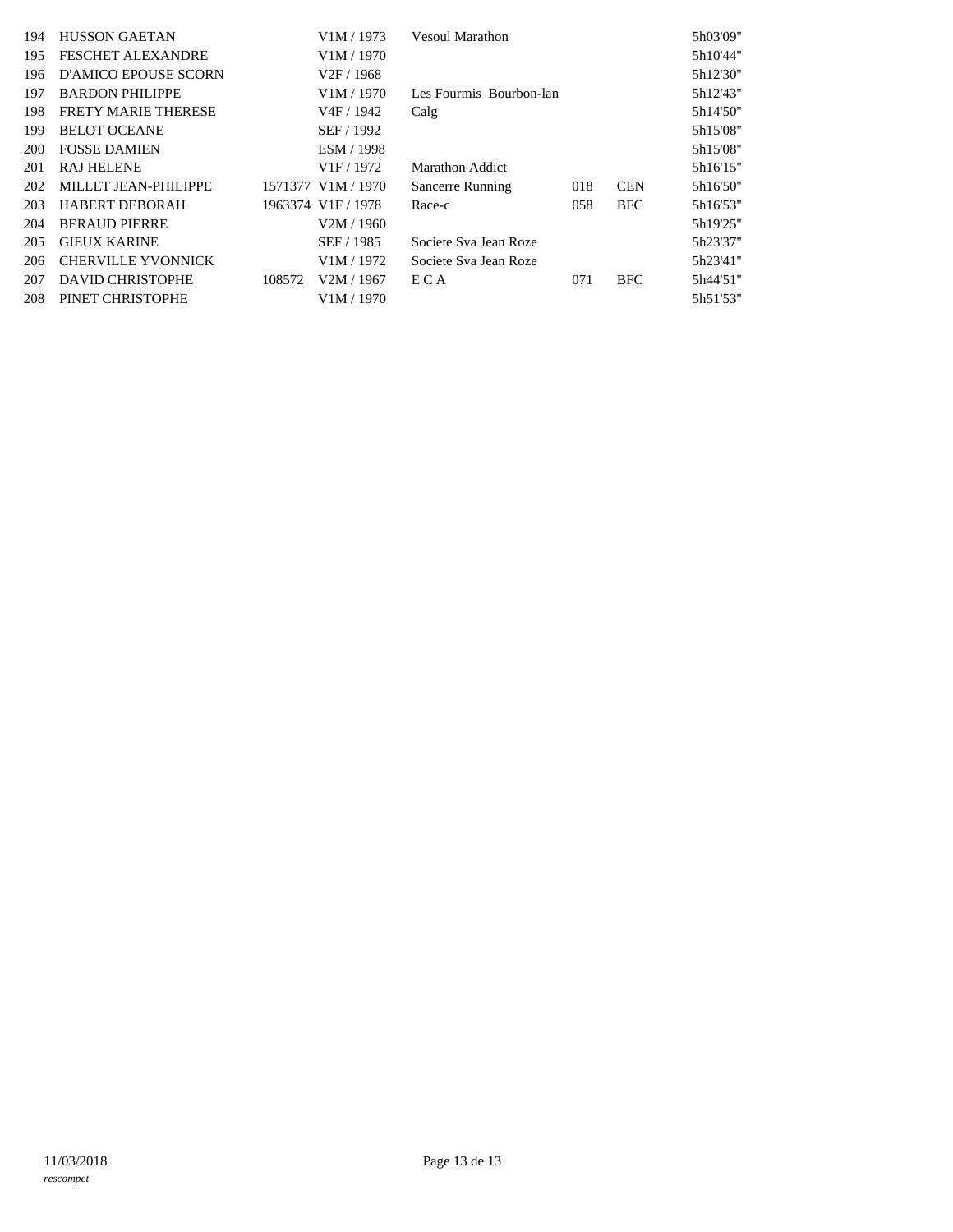| | | | | | | | |
|---|---|---|---|---|---|---|---|
| 194 | HUSSON GAETAN | | V1M / 1973 | Vesoul Marathon | | | 5h03'09" |
| 195 | FESCHET ALEXANDRE | | V1M / 1970 | | | | 5h10'44" |
| 196 | D'AMICO EPOUSE SCORN | | V2F / 1968 | | | | 5h12'30" |
| 197 | BARDON PHILIPPE | | V1M / 1970 | Les Fourmis Bourbon-lan | | | 5h12'43" |
| 198 | FRETY MARIE THERESE | | V4F / 1942 | Calg | | | 5h14'50" |
| 199 | BELOT OCEANE | | SEF / 1992 | | | | 5h15'08" |
| 200 | FOSSE DAMIEN | | ESM / 1998 | | | | 5h15'08" |
| 201 | RAJ HELENE | | V1F / 1972 | Marathon Addict | | | 5h16'15" |
| 202 | MILLET JEAN-PHILIPPE | 1571377 | V1M / 1970 | Sancerre Running | 018 | CEN | 5h16'50" |
| 203 | HABERT DEBORAH | 1963374 | V1F / 1978 | Race-c | 058 | BFC | 5h16'53" |
| 204 | BERAUD PIERRE | | V2M / 1960 | | | | 5h19'25" |
| 205 | GIEUX KARINE | | SEF / 1985 | Societe Sva Jean Roze | | | 5h23'37" |
| 206 | CHERVILLE YVONNICK | | V1M / 1972 | Societe Sva Jean Roze | | | 5h23'41" |
| 207 | DAVID CHRISTOPHE | 108572 | V2M / 1967 | E C A | 071 | BFC | 5h44'51" |
| 208 | PINET CHRISTOPHE | | V1M / 1970 | | | | 5h51'53" |

11/03/2018

*rescompet*